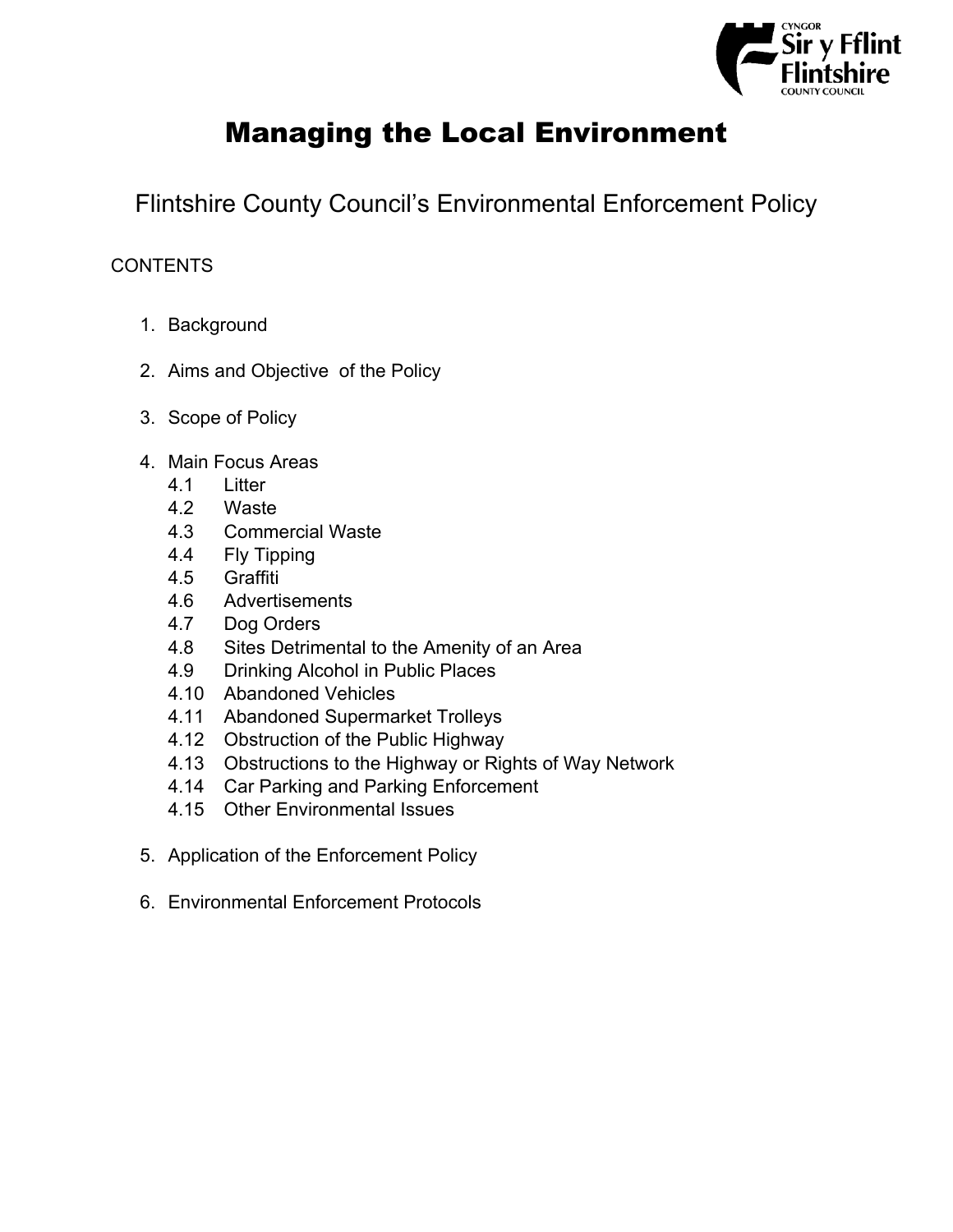# Managing the Local Environment

## Flintshire County Council's Environmental Enforcement Policy

CONTENTS

1. Background

2. Aims and Objective of the Policy

3. Scope of Policy

4. Main Focus Areas
   - 4.1 Litter
   - 4.2 Waste
   - 4.3 Commercial Waste
   - 4.4 Fly Tipping
   - 4.5 Graffiti
   - 4.6 Advertisements
   - 4.7 Dog Orders
   - 4.8 Sites Detrimental to the Amenity of an Area
   - 4.9 Drinking Alcohol in Public Places
   - 4.10 Abandoned Vehicles
   - 4.11 Abandoned Supermarket Trolleys
   - 4.12 Obstruction of the Public Highway
   - 4.13 Obstructions to the Highway or Rights of Way Network
   - 4.14 Car Parking and Parking Enforcement
   - 4.15 Other Environmental Issues

5. Application of the Enforcement Policy

6. Environmental Enforcement Protocols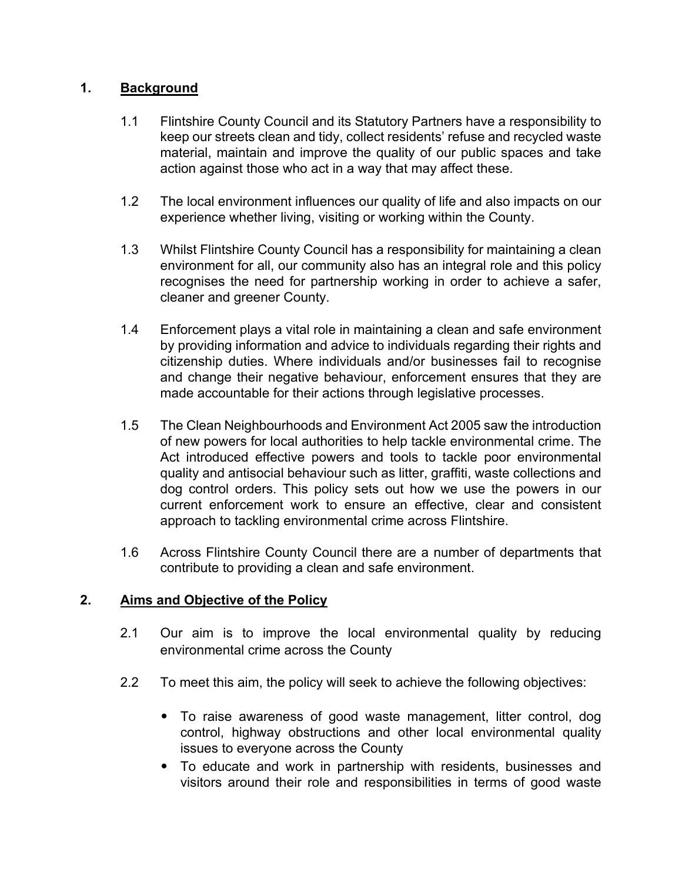## 1. Background

1.1 Flintshire County Council and its Statutory Partners have a responsibility to keep our streets clean and tidy, collect residents' refuse and recycled waste material, maintain and improve the quality of our public spaces and take action against those who act in a way that may affect these.

1.2 The local environment influences our quality of life and also impacts on our experience whether living, visiting or working within the County.

1.3 Whilst Flintshire County Council has a responsibility for maintaining a clean environment for all, our community also has an integral role and this policy recognises the need for partnership working in order to achieve a safer, cleaner and greener County.

1.4 Enforcement plays a vital role in maintaining a clean and safe environment by providing information and advice to individuals regarding their rights and citizenship duties. Where individuals and/or businesses fail to recognise and change their negative behaviour, enforcement ensures that they are made accountable for their actions through legislative processes.

1.5 The Clean Neighbourhoods and Environment Act 2005 saw the introduction of new powers for local authorities to help tackle environmental crime. The Act introduced effective powers and tools to tackle poor environmental quality and antisocial behaviour such as litter, graffiti, waste collections and dog control orders. This policy sets out how we use the powers in our current enforcement work to ensure an effective, clear and consistent approach to tackling environmental crime across Flintshire.

1.6 Across Flintshire County Council there are a number of departments that contribute to providing a clean and safe environment.

## 2. Aims and Objective of the Policy

2.1 Our aim is to improve the local environmental quality by reducing environmental crime across the County

2.2 To meet this aim, the policy will seek to achieve the following objectives:

- To raise awareness of good waste management, litter control, dog control, highway obstructions and other local environmental quality issues to everyone across the County
- To educate and work in partnership with residents, businesses and visitors around their role and responsibilities in terms of good waste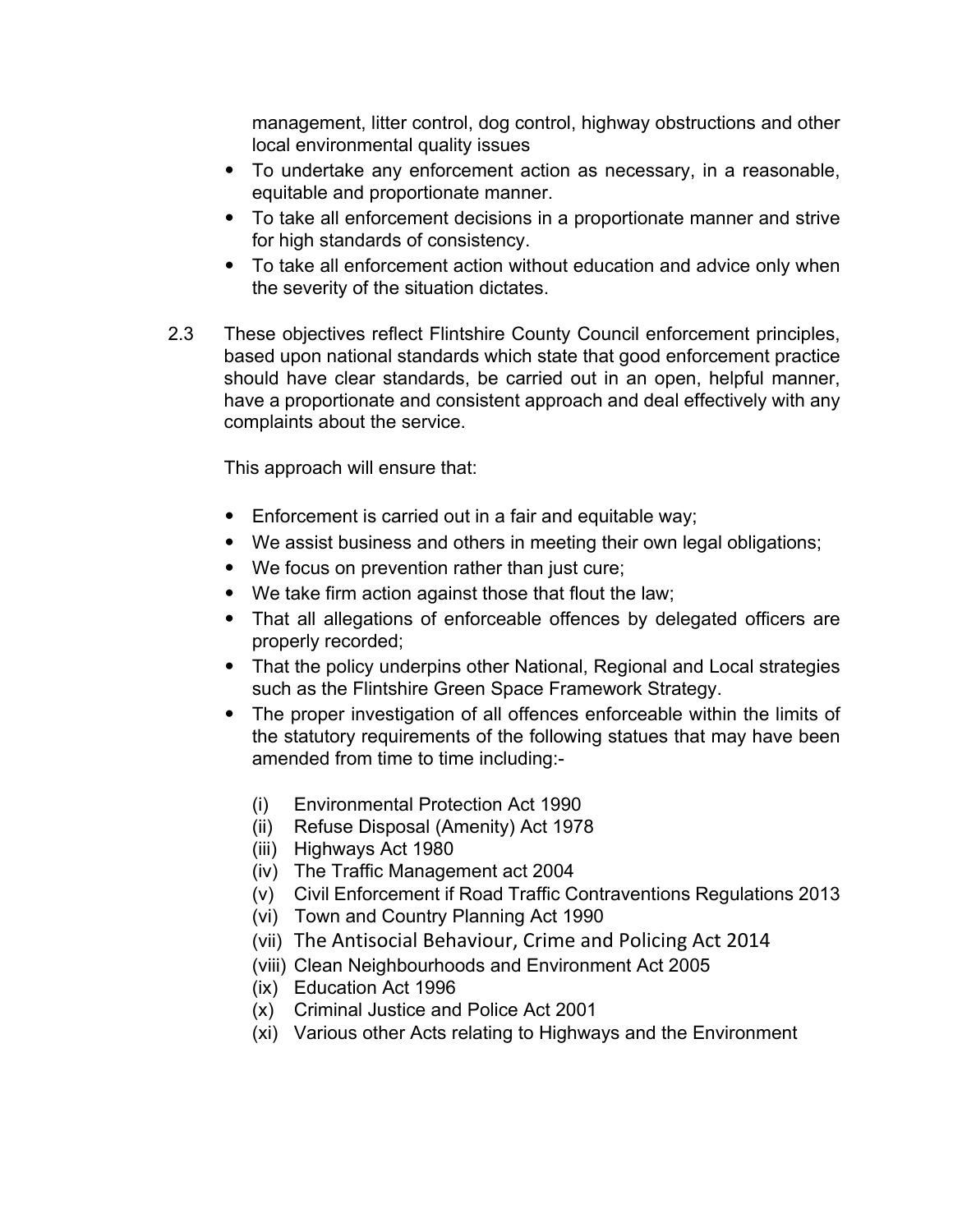management, litter control, dog control, highway obstructions and other local environmental quality issues

- To undertake any enforcement action as necessary, in a reasonable, equitable and proportionate manner.
- To take all enforcement decisions in a proportionate manner and strive for high standards of consistency.
- To take all enforcement action without education and advice only when the severity of the situation dictates.

2.3 These objectives reflect Flintshire County Council enforcement principles, based upon national standards which state that good enforcement practice should have clear standards, be carried out in an open, helpful manner, have a proportionate and consistent approach and deal effectively with any complaints about the service.

This approach will ensure that:

- Enforcement is carried out in a fair and equitable way;
- We assist business and others in meeting their own legal obligations;
- We focus on prevention rather than just cure;
- We take firm action against those that flout the law;
- That all allegations of enforceable offences by delegated officers are properly recorded;
- That the policy underpins other National, Regional and Local strategies such as the Flintshire Green Space Framework Strategy.
- The proper investigation of all offences enforceable within the limits of the statutory requirements of the following statues that may have been amended from time to time including:-

  (i) Environmental Protection Act 1990
  (ii) Refuse Disposal (Amenity) Act 1978
  (iii) Highways Act 1980
  (iv) The Traffic Management act 2004
  (v) Civil Enforcement if Road Traffic Contraventions Regulations 2013
  (vi) Town and Country Planning Act 1990
  (vii) The Antisocial Behaviour, Crime and Policing Act 2014
  (viii) Clean Neighbourhoods and Environment Act 2005
  (ix) Education Act 1996
  (x) Criminal Justice and Police Act 2001
  (xi) Various other Acts relating to Highways and the Environment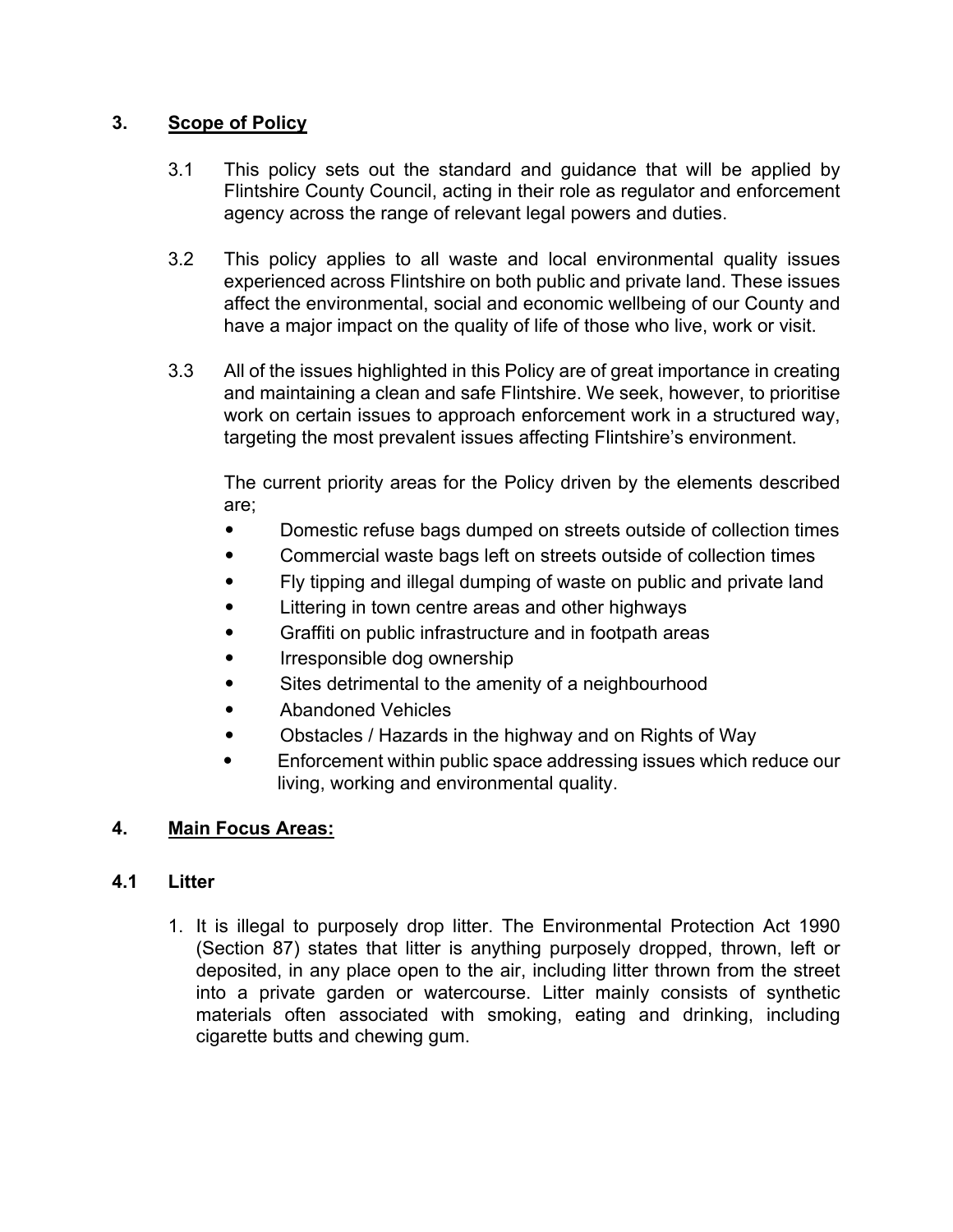## 3. Scope of Policy

3.1 This policy sets out the standard and guidance that will be applied by Flintshire County Council, acting in their role as regulator and enforcement agency across the range of relevant legal powers and duties.

3.2 This policy applies to all waste and local environmental quality issues experienced across Flintshire on both public and private land. These issues affect the environmental, social and economic wellbeing of our County and have a major impact on the quality of life of those who live, work or visit.

3.3 All of the issues highlighted in this Policy are of great importance in creating and maintaining a clean and safe Flintshire. We seek, however, to prioritise work on certain issues to approach enforcement work in a structured way, targeting the most prevalent issues affecting Flintshire's environment.

The current priority areas for the Policy driven by the elements described are;

- Domestic refuse bags dumped on streets outside of collection times
- Commercial waste bags left on streets outside of collection times
- Fly tipping and illegal dumping of waste on public and private land
- Littering in town centre areas and other highways
- Graffiti on public infrastructure and in footpath areas
- Irresponsible dog ownership
- Sites detrimental to the amenity of a neighbourhood
- Abandoned Vehicles
- Obstacles / Hazards in the highway and on Rights of Way
- Enforcement within public space addressing issues which reduce our living, working and environmental quality.

## 4. Main Focus Areas:

### 4.1 Litter

1. It is illegal to purposely drop litter. The Environmental Protection Act 1990 (Section 87) states that litter is anything purposely dropped, thrown, left or deposited, in any place open to the air, including litter thrown from the street into a private garden or watercourse. Litter mainly consists of synthetic materials often associated with smoking, eating and drinking, including cigarette butts and chewing gum.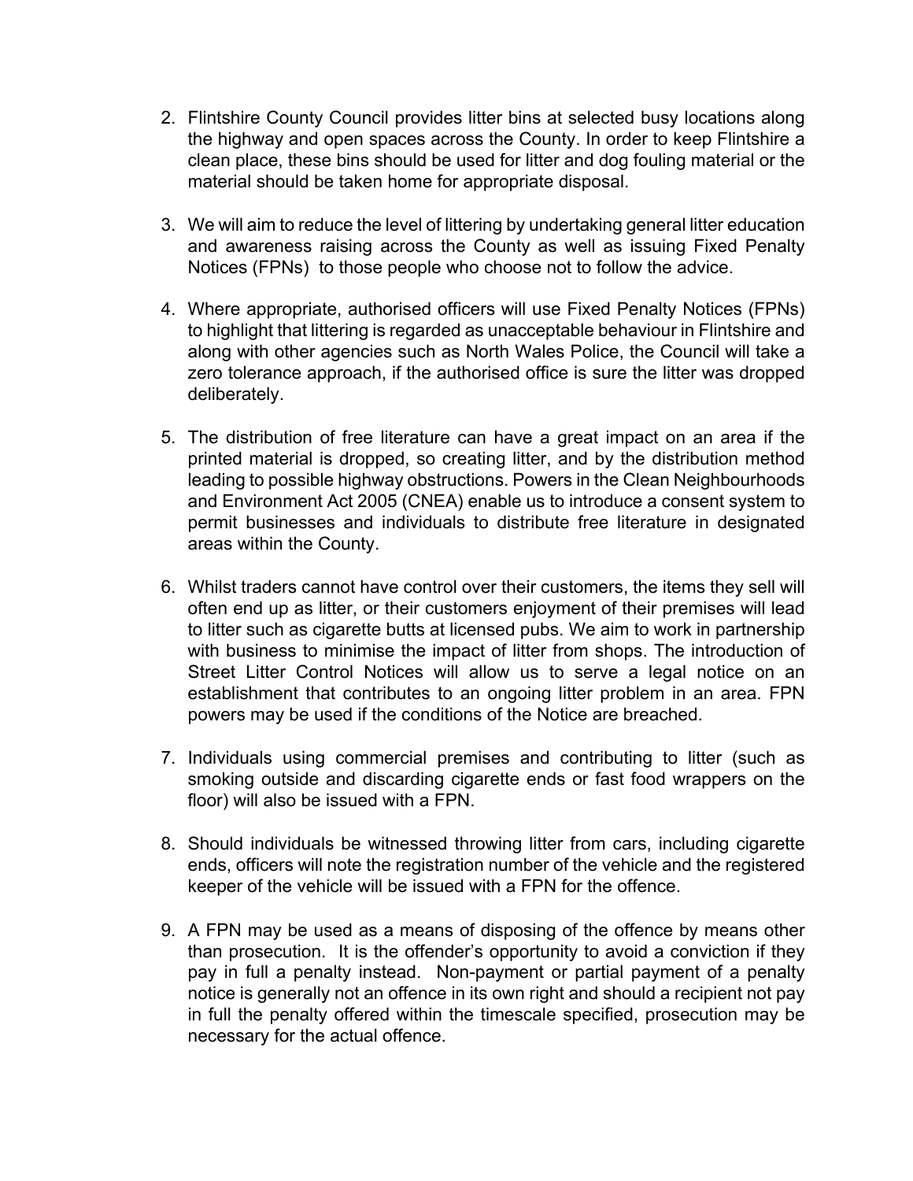2. Flintshire County Council provides litter bins at selected busy locations along the highway and open spaces across the County. In order to keep Flintshire a clean place, these bins should be used for litter and dog fouling material or the material should be taken home for appropriate disposal.

3. We will aim to reduce the level of littering by undertaking general litter education and awareness raising across the County as well as issuing Fixed Penalty Notices (FPNs) to those people who choose not to follow the advice.

4. Where appropriate, authorised officers will use Fixed Penalty Notices (FPNs) to highlight that littering is regarded as unacceptable behaviour in Flintshire and along with other agencies such as North Wales Police, the Council will take a zero tolerance approach, if the authorised office is sure the litter was dropped deliberately.

5. The distribution of free literature can have a great impact on an area if the printed material is dropped, so creating litter, and by the distribution method leading to possible highway obstructions. Powers in the Clean Neighbourhoods and Environment Act 2005 (CNEA) enable us to introduce a consent system to permit businesses and individuals to distribute free literature in designated areas within the County.

6. Whilst traders cannot have control over their customers, the items they sell will often end up as litter, or their customers enjoyment of their premises will lead to litter such as cigarette butts at licensed pubs. We aim to work in partnership with business to minimise the impact of litter from shops. The introduction of Street Litter Control Notices will allow us to serve a legal notice on an establishment that contributes to an ongoing litter problem in an area. FPN powers may be used if the conditions of the Notice are breached.

7. Individuals using commercial premises and contributing to litter (such as smoking outside and discarding cigarette ends or fast food wrappers on the floor) will also be issued with a FPN.

8. Should individuals be witnessed throwing litter from cars, including cigarette ends, officers will note the registration number of the vehicle and the registered keeper of the vehicle will be issued with a FPN for the offence.

9. A FPN may be used as a means of disposing of the offence by means other than prosecution. It is the offender's opportunity to avoid a conviction if they pay in full a penalty instead. Non-payment or partial payment of a penalty notice is generally not an offence in its own right and should a recipient not pay in full the penalty offered within the timescale specified, prosecution may be necessary for the actual offence.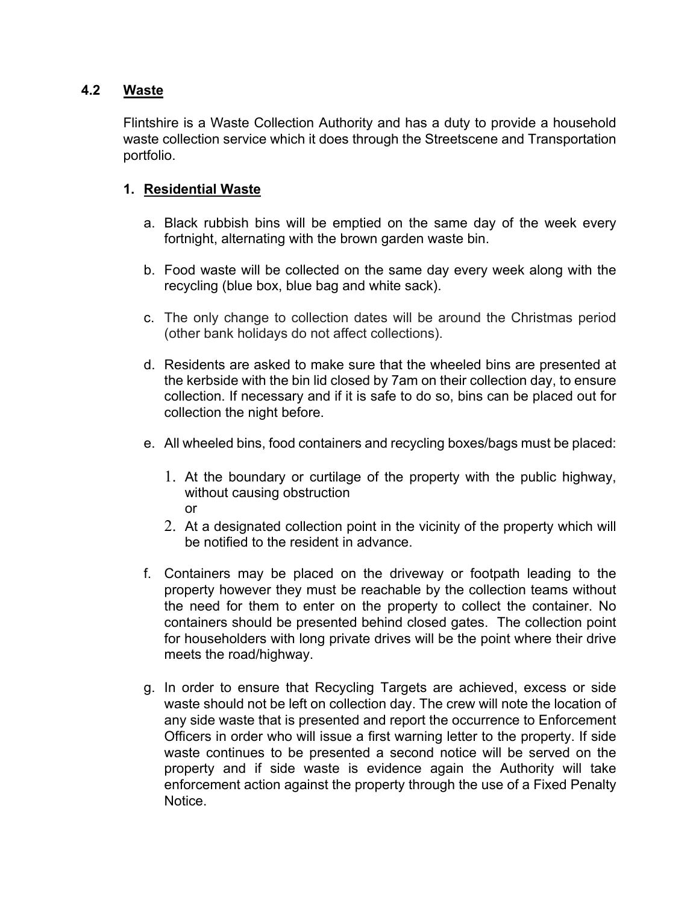## 4.2 Waste

Flintshire is a Waste Collection Authority and has a duty to provide a household waste collection service which it does through the Streetscene and Transportation portfolio.

### 1. Residential Waste

a. Black rubbish bins will be emptied on the same day of the week every fortnight, alternating with the brown garden waste bin.

b. Food waste will be collected on the same day every week along with the recycling (blue box, blue bag and white sack).

c. The only change to collection dates will be around the Christmas period (other bank holidays do not affect collections).

d. Residents are asked to make sure that the wheeled bins are presented at the kerbside with the bin lid closed by 7am on their collection day, to ensure collection. If necessary and if it is safe to do so, bins can be placed out for collection the night before.

e. All wheeled bins, food containers and recycling boxes/bags must be placed:

   1. At the boundary or curtilage of the property with the public highway, without causing obstruction
      or
   2. At a designated collection point in the vicinity of the property which will be notified to the resident in advance.

f. Containers may be placed on the driveway or footpath leading to the property however they must be reachable by the collection teams without the need for them to enter on the property to collect the container. No containers should be presented behind closed gates. The collection point for householders with long private drives will be the point where their drive meets the road/highway.

g. In order to ensure that Recycling Targets are achieved, excess or side waste should not be left on collection day. The crew will note the location of any side waste that is presented and report the occurrence to Enforcement Officers in order who will issue a first warning letter to the property. If side waste continues to be presented a second notice will be served on the property and if side waste is evidence again the Authority will take enforcement action against the property through the use of a Fixed Penalty Notice.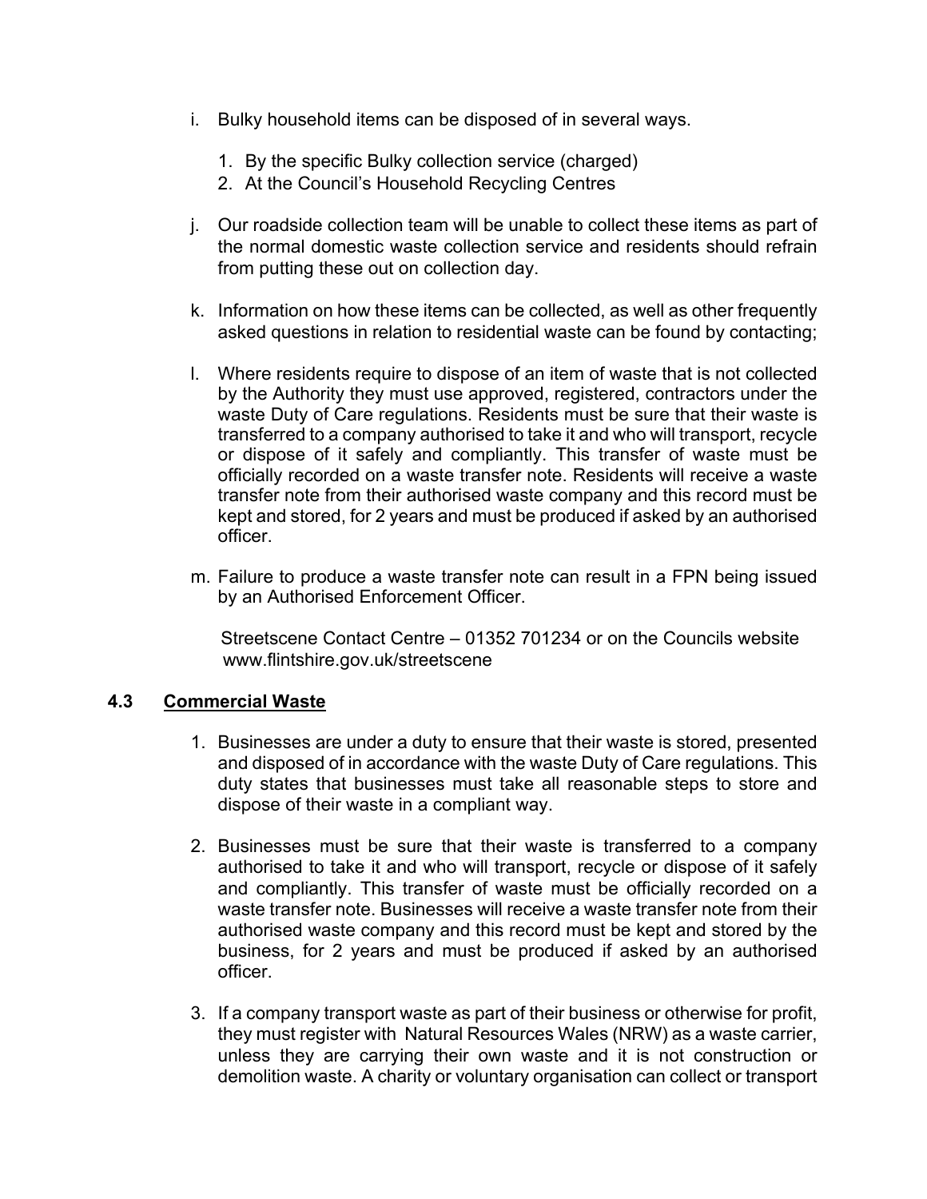i. Bulky household items can be disposed of in several ways.

    1. By the specific Bulky collection service (charged)
    2. At the Council's Household Recycling Centres

j. Our roadside collection team will be unable to collect these items as part of the normal domestic waste collection service and residents should refrain from putting these out on collection day.

k. Information on how these items can be collected, as well as other frequently asked questions in relation to residential waste can be found by contacting;

l. Where residents require to dispose of an item of waste that is not collected by the Authority they must use approved, registered, contractors under the waste Duty of Care regulations. Residents must be sure that their waste is transferred to a company authorised to take it and who will transport, recycle or dispose of it safely and compliantly. This transfer of waste must be officially recorded on a waste transfer note. Residents will receive a waste transfer note from their authorised waste company and this record must be kept and stored, for 2 years and must be produced if asked by an authorised officer.

m. Failure to produce a waste transfer note can result in a FPN being issued by an Authorised Enforcement Officer.

Streetscene Contact Centre – 01352 701234 or on the Councils website www.flintshire.gov.uk/streetscene

## 4.3 Commercial Waste

1. Businesses are under a duty to ensure that their waste is stored, presented and disposed of in accordance with the waste Duty of Care regulations. This duty states that businesses must take all reasonable steps to store and dispose of their waste in a compliant way.

2. Businesses must be sure that their waste is transferred to a company authorised to take it and who will transport, recycle or dispose of it safely and compliantly. This transfer of waste must be officially recorded on a waste transfer note. Businesses will receive a waste transfer note from their authorised waste company and this record must be kept and stored by the business, for 2 years and must be produced if asked by an authorised officer.

3. If a company transport waste as part of their business or otherwise for profit, they must register with Natural Resources Wales (NRW) as a waste carrier, unless they are carrying their own waste and it is not construction or demolition waste. A charity or voluntary organisation can collect or transport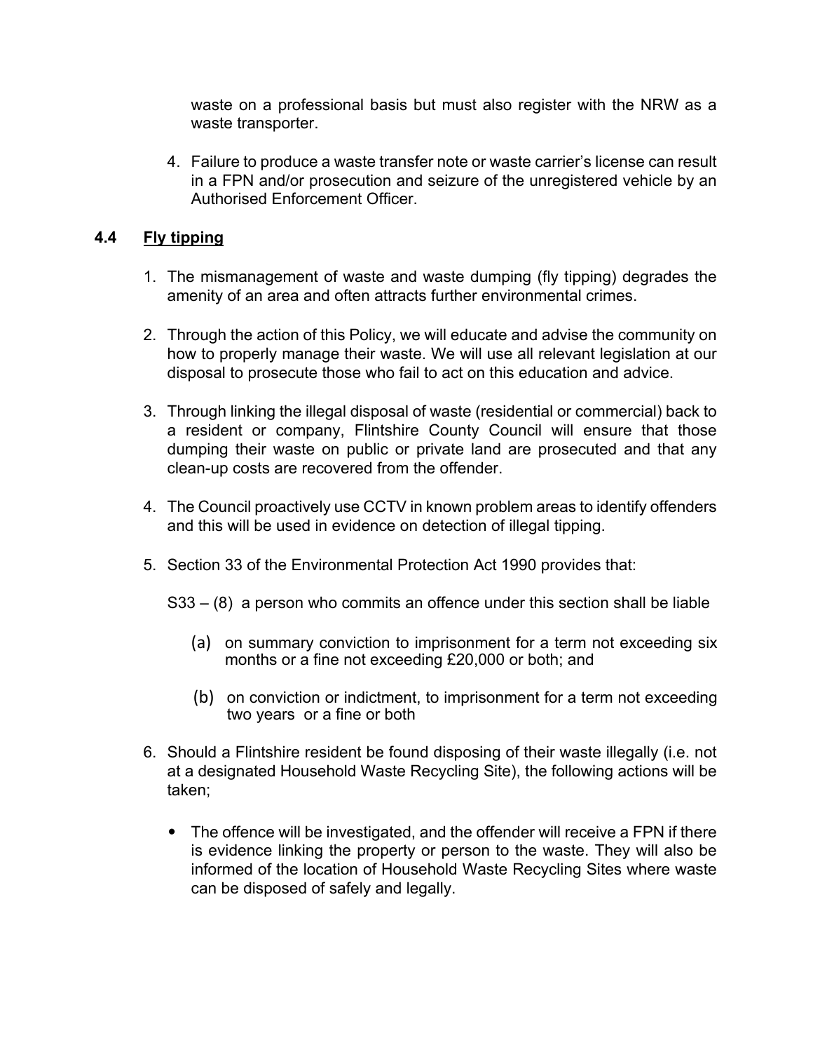waste on a professional basis but must also register with the NRW as a waste transporter.

4. Failure to produce a waste transfer note or waste carrier's license can result in a FPN and/or prosecution and seizure of the unregistered vehicle by an Authorised Enforcement Officer.

### 4.4 Fly tipping

1. The mismanagement of waste and waste dumping (fly tipping) degrades the amenity of an area and often attracts further environmental crimes.

2. Through the action of this Policy, we will educate and advise the community on how to properly manage their waste. We will use all relevant legislation at our disposal to prosecute those who fail to act on this education and advice.

3. Through linking the illegal disposal of waste (residential or commercial) back to a resident or company, Flintshire County Council will ensure that those dumping their waste on public or private land are prosecuted and that any clean-up costs are recovered from the offender.

4. The Council proactively use CCTV in known problem areas to identify offenders and this will be used in evidence on detection of illegal tipping.

5. Section 33 of the Environmental Protection Act 1990 provides that:

   S33 – (8) a person who commits an offence under this section shall be liable

   (a) on summary conviction to imprisonment for a term not exceeding six months or a fine not exceeding £20,000 or both; and

   (b) on conviction or indictment, to imprisonment for a term not exceeding two years or a fine or both

6. Should a Flintshire resident be found disposing of their waste illegally (i.e. not at a designated Household Waste Recycling Site), the following actions will be taken;

   - The offence will be investigated, and the offender will receive a FPN if there is evidence linking the property or person to the waste. They will also be informed of the location of Household Waste Recycling Sites where waste can be disposed of safely and legally.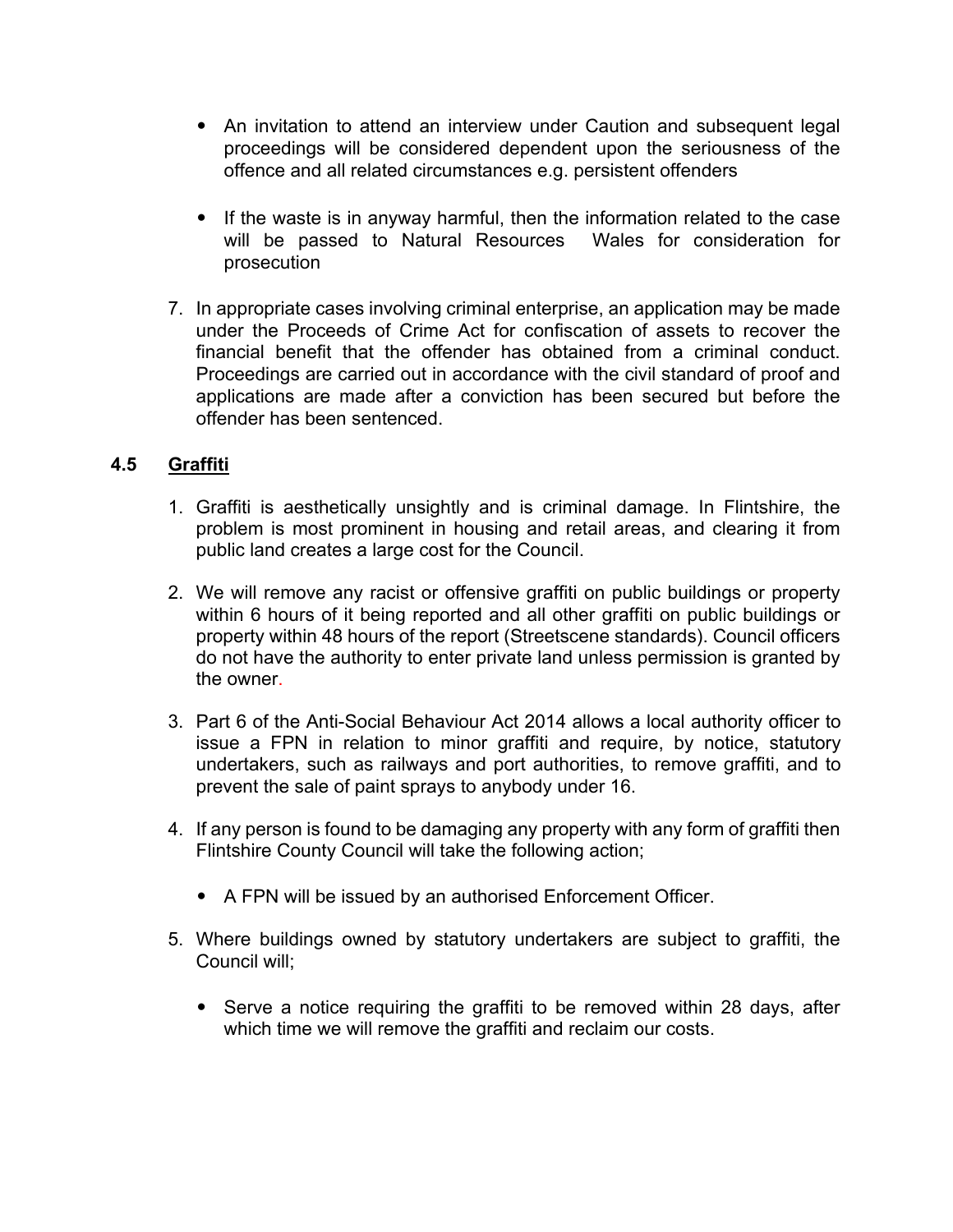- An invitation to attend an interview under Caution and subsequent legal proceedings will be considered dependent upon the seriousness of the offence and all related circumstances e.g. persistent offenders

- If the waste is in anyway harmful, then the information related to the case will be passed to Natural Resources Wales for consideration for prosecution

7. In appropriate cases involving criminal enterprise, an application may be made under the Proceeds of Crime Act for confiscation of assets to recover the financial benefit that the offender has obtained from a criminal conduct. Proceedings are carried out in accordance with the civil standard of proof and applications are made after a conviction has been secured but before the offender has been sentenced.

### 4.5 <u>Graffiti</u>

1. Graffiti is aesthetically unsightly and is criminal damage. In Flintshire, the problem is most prominent in housing and retail areas, and clearing it from public land creates a large cost for the Council.

2. We will remove any racist or offensive graffiti on public buildings or property within 6 hours of it being reported and all other graffiti on public buildings or property within 48 hours of the report (Streetscene standards). Council officers do not have the authority to enter private land unless permission is granted by the owner.

3. Part 6 of the Anti-Social Behaviour Act 2014 allows a local authority officer to issue a FPN in relation to minor graffiti and require, by notice, statutory undertakers, such as railways and port authorities, to remove graffiti, and to prevent the sale of paint sprays to anybody under 16.

4. If any person is found to be damaging any property with any form of graffiti then Flintshire County Council will take the following action;

   - A FPN will be issued by an authorised Enforcement Officer.

5. Where buildings owned by statutory undertakers are subject to graffiti, the Council will;

   - Serve a notice requiring the graffiti to be removed within 28 days, after which time we will remove the graffiti and reclaim our costs.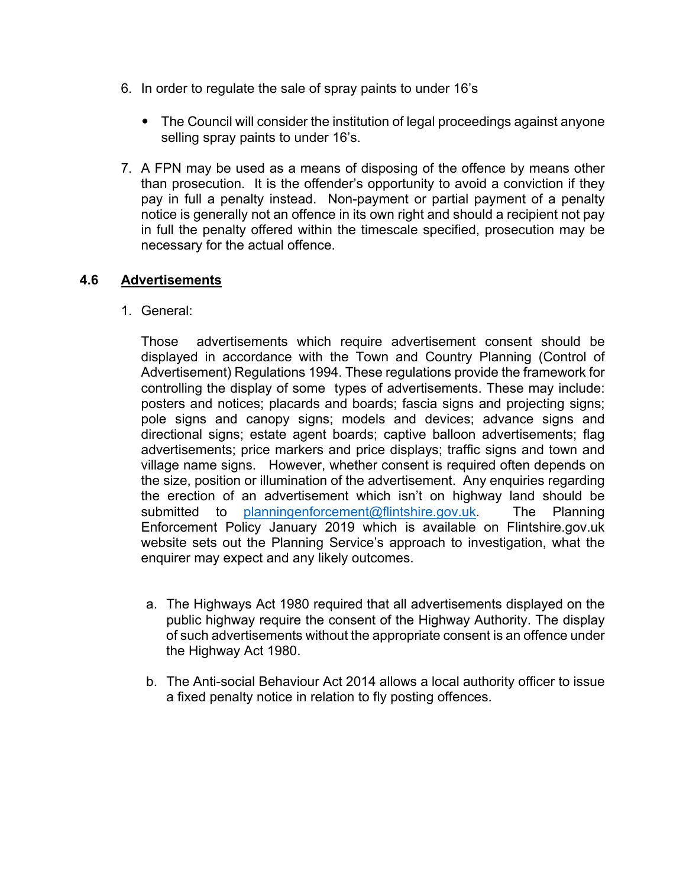6. In order to regulate the sale of spray paints to under 16's

   - The Council will consider the institution of legal proceedings against anyone selling spray paints to under 16's.

7. A FPN may be used as a means of disposing of the offence by means other than prosecution. It is the offender's opportunity to avoid a conviction if they pay in full a penalty instead. Non-payment or partial payment of a penalty notice is generally not an offence in its own right and should a recipient not pay in full the penalty offered within the timescale specified, prosecution may be necessary for the actual offence.

### 4.6 Advertisements

1. General:

   Those advertisements which require advertisement consent should be displayed in accordance with the Town and Country Planning (Control of Advertisement) Regulations 1994. These regulations provide the framework for controlling the display of some types of advertisements. These may include: posters and notices; placards and boards; fascia signs and projecting signs; pole signs and canopy signs; models and devices; advance signs and directional signs; estate agent boards; captive balloon advertisements; flag advertisements; price markers and price displays; traffic signs and town and village name signs. However, whether consent is required often depends on the size, position or illumination of the advertisement. Any enquiries regarding the erection of an advertisement which isn't on highway land should be submitted to planningenforcement@flintshire.gov.uk. The Planning Enforcement Policy January 2019 which is available on Flintshire.gov.uk website sets out the Planning Service's approach to investigation, what the enquirer may expect and any likely outcomes.

   a. The Highways Act 1980 required that all advertisements displayed on the public highway require the consent of the Highway Authority. The display of such advertisements without the appropriate consent is an offence under the Highway Act 1980.

   b. The Anti-social Behaviour Act 2014 allows a local authority officer to issue a fixed penalty notice in relation to fly posting offences.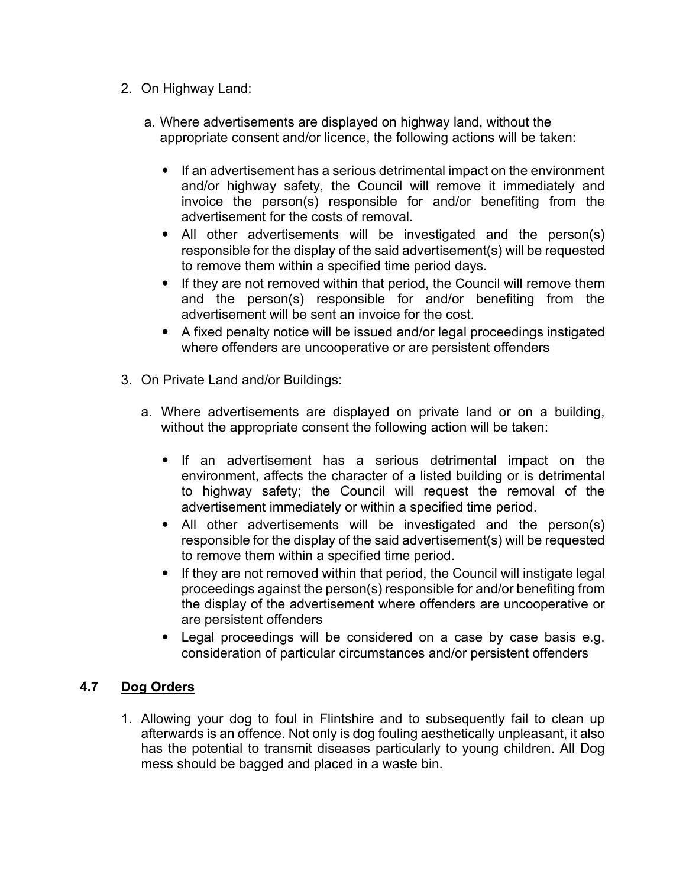2. On Highway Land:

   a. Where advertisements are displayed on highway land, without the appropriate consent and/or licence, the following actions will be taken:

      - If an advertisement has a serious detrimental impact on the environment and/or highway safety, the Council will remove it immediately and invoice the person(s) responsible for and/or benefiting from the advertisement for the costs of removal.
      - All other advertisements will be investigated and the person(s) responsible for the display of the said advertisement(s) will be requested to remove them within a specified time period days.
      - If they are not removed within that period, the Council will remove them and the person(s) responsible for and/or benefiting from the advertisement will be sent an invoice for the cost.
      - A fixed penalty notice will be issued and/or legal proceedings instigated where offenders are uncooperative or are persistent offenders

3. On Private Land and/or Buildings:

   a. Where advertisements are displayed on private land or on a building, without the appropriate consent the following action will be taken:

      - If an advertisement has a serious detrimental impact on the environment, affects the character of a listed building or is detrimental to highway safety; the Council will request the removal of the advertisement immediately or within a specified time period.
      - All other advertisements will be investigated and the person(s) responsible for the display of the said advertisement(s) will be requested to remove them within a specified time period.
      - If they are not removed within that period, the Council will instigate legal proceedings against the person(s) responsible for and/or benefiting from the display of the advertisement where offenders are uncooperative or are persistent offenders
      - Legal proceedings will be considered on a case by case basis e.g. consideration of particular circumstances and/or persistent offenders

## 4.7 Dog Orders

1. Allowing your dog to foul in Flintshire and to subsequently fail to clean up afterwards is an offence. Not only is dog fouling aesthetically unpleasant, it also has the potential to transmit diseases particularly to young children. All Dog mess should be bagged and placed in a waste bin.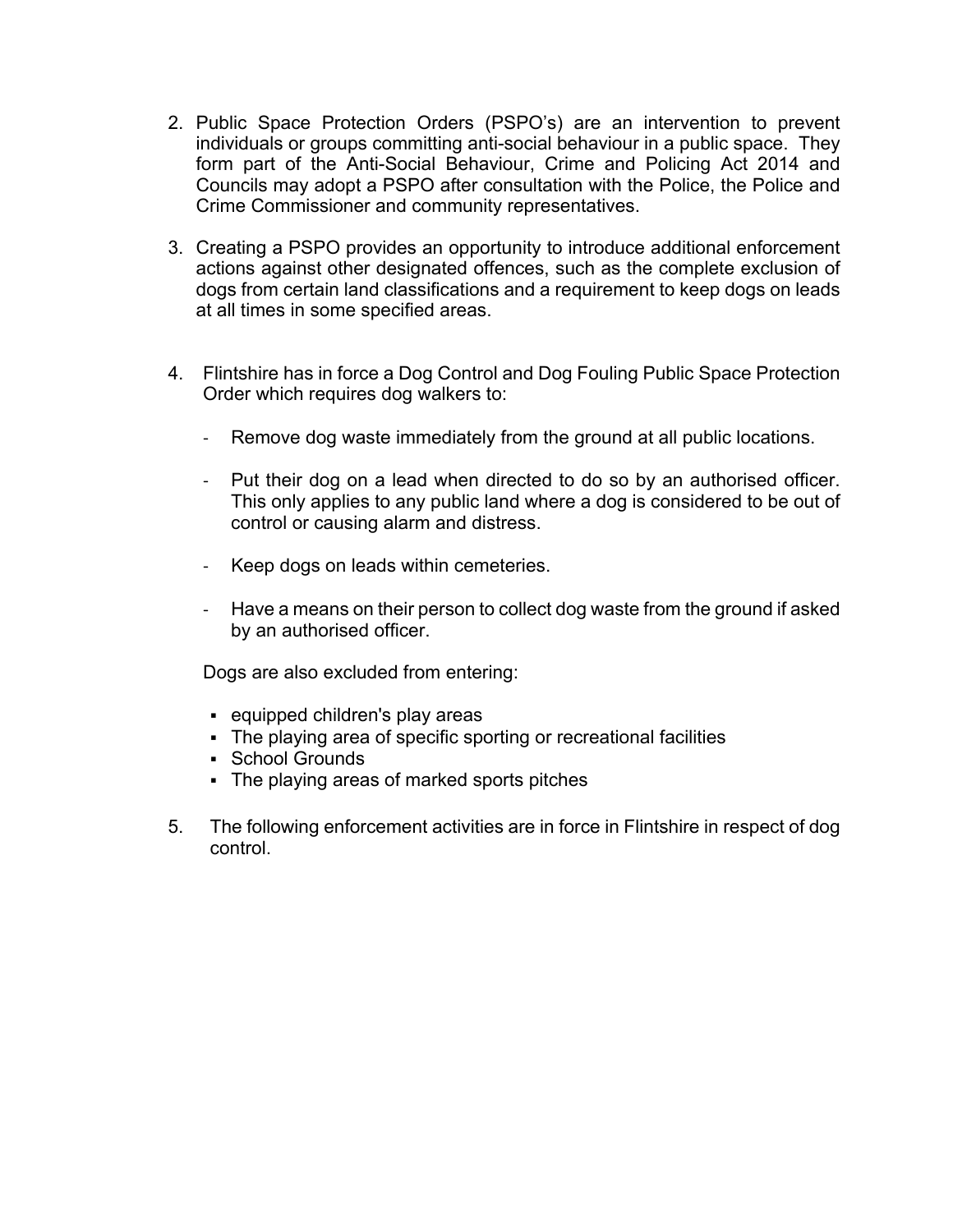2. Public Space Protection Orders (PSPO's) are an intervention to prevent individuals or groups committing anti-social behaviour in a public space. They form part of the Anti-Social Behaviour, Crime and Policing Act 2014 and Councils may adopt a PSPO after consultation with the Police, the Police and Crime Commissioner and community representatives.

3. Creating a PSPO provides an opportunity to introduce additional enforcement actions against other designated offences, such as the complete exclusion of dogs from certain land classifications and a requirement to keep dogs on leads at all times in some specified areas.

4. Flintshire has in force a Dog Control and Dog Fouling Public Space Protection Order which requires dog walkers to:

   - Remove dog waste immediately from the ground at all public locations.

   - Put their dog on a lead when directed to do so by an authorised officer. This only applies to any public land where a dog is considered to be out of control or causing alarm and distress.

   - Keep dogs on leads within cemeteries.

   - Have a means on their person to collect dog waste from the ground if asked by an authorised officer.

   Dogs are also excluded from entering:

   - equipped children's play areas
   - The playing area of specific sporting or recreational facilities
   - School Grounds
   - The playing areas of marked sports pitches

5. The following enforcement activities are in force in Flintshire in respect of dog control.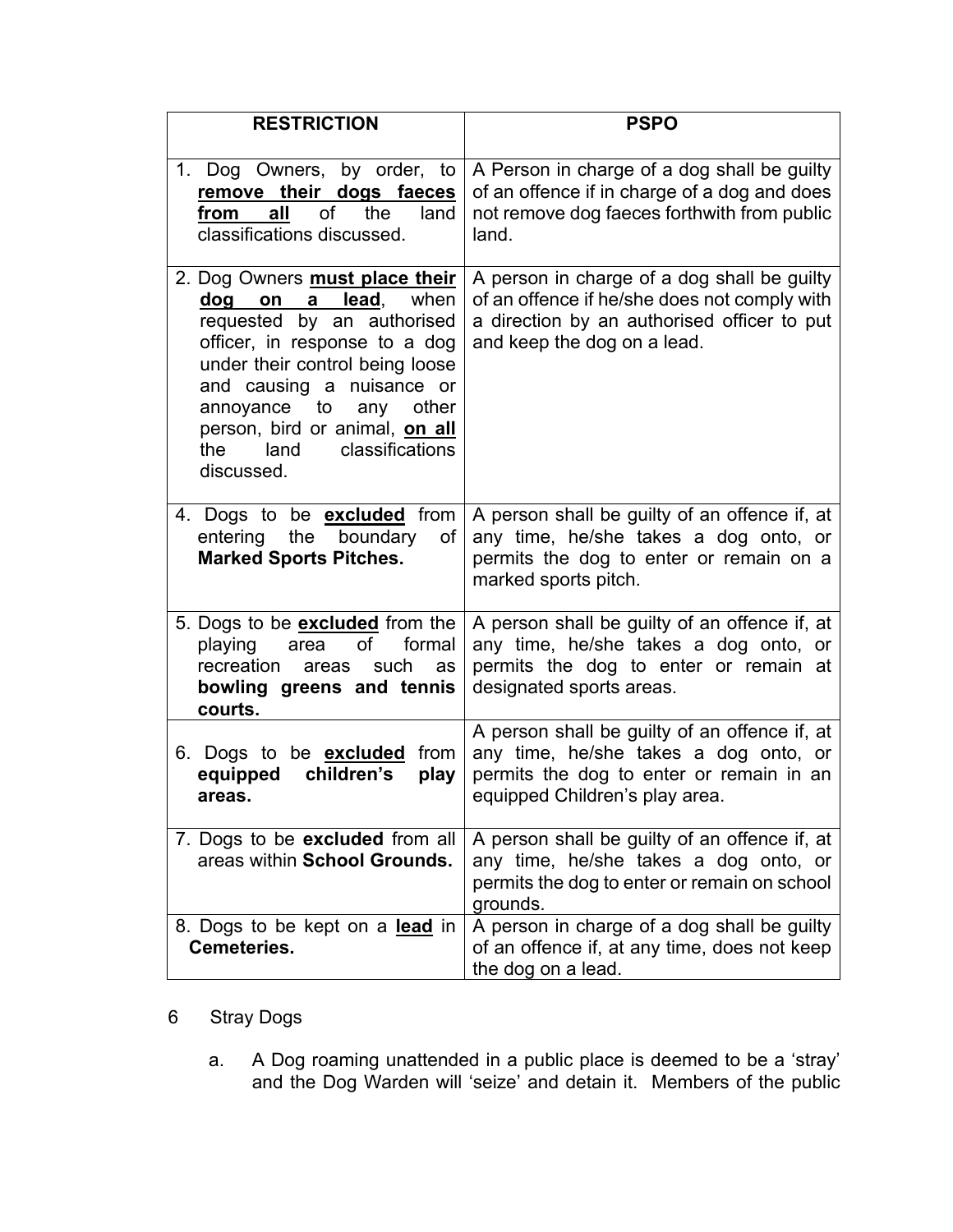| RESTRICTION | PSPO |
|---|---|
| 1. Dog Owners, by order, to **<u>remove their dogs faeces from all</u>** of the land classifications discussed. | A Person in charge of a dog shall be guilty of an offence if in charge of a dog and does not remove dog faeces forthwith from public land. |
| 2. Dog Owners **<u>must place their dog on a lead</u>**, when requested by an authorised officer, in response to a dog under their control being loose and causing a nuisance or annoyance to any other person, bird or animal, **<u>on all</u>** the land classifications discussed. | A person in charge of a dog shall be guilty of an offence if he/she does not comply with a direction by an authorised officer to put and keep the dog on a lead. |
| 4. Dogs to be **<u>excluded</u>** from entering the boundary of **Marked Sports Pitches.** | A person shall be guilty of an offence if, at any time, he/she takes a dog onto, or permits the dog to enter or remain on a marked sports pitch. |
| 5. Dogs to be **<u>excluded</u>** from the playing area of formal recreation areas such as **bowling greens and tennis courts.** | A person shall be guilty of an offence if, at any time, he/she takes a dog onto, or permits the dog to enter or remain at designated sports areas. |
| 6. Dogs to be **<u>excluded</u>** from **equipped children's play areas.** | A person shall be guilty of an offence if, at any time, he/she takes a dog onto, or permits the dog to enter or remain in an equipped Children's play area. |
| 7. Dogs to be **excluded** from all areas within **School Grounds.** | A person shall be guilty of an offence if, at any time, he/she takes a dog onto, or permits the dog to enter or remain on school grounds. |
| 8. Dogs to be kept on a **<u>lead</u>** in **Cemeteries.** | A person in charge of a dog shall be guilty of an offence if, at any time, does not keep the dog on a lead. |

6 Stray Dogs

a. A Dog roaming unattended in a public place is deemed to be a 'stray' and the Dog Warden will 'seize' and detain it. Members of the public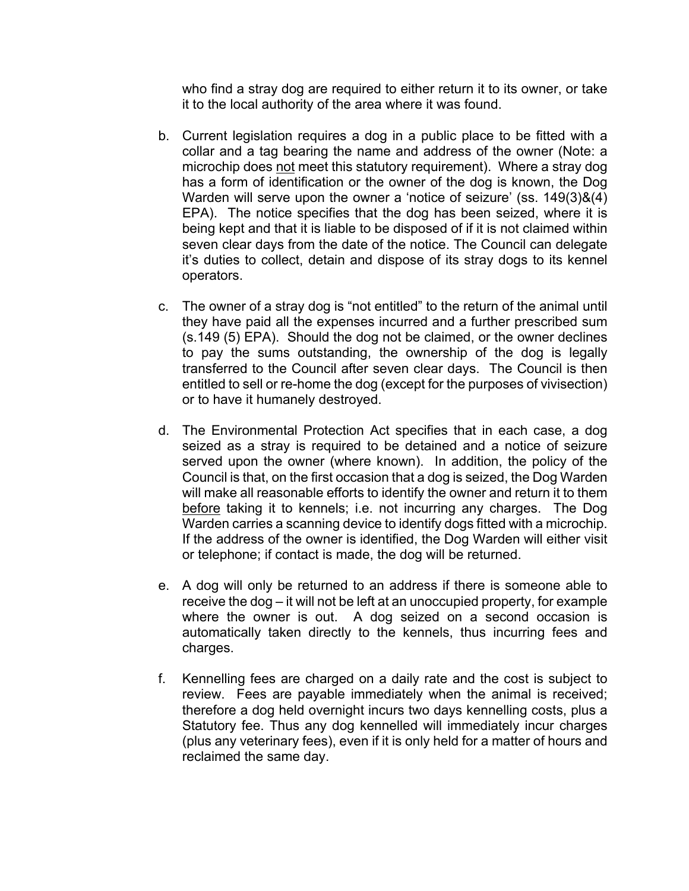who find a stray dog are required to either return it to its owner, or take it to the local authority of the area where it was found.

b. Current legislation requires a dog in a public place to be fitted with a collar and a tag bearing the name and address of the owner (Note: a microchip does <u>not</u> meet this statutory requirement). Where a stray dog has a form of identification or the owner of the dog is known, the Dog Warden will serve upon the owner a 'notice of seizure' (ss. 149(3)&(4) EPA). The notice specifies that the dog has been seized, where it is being kept and that it is liable to be disposed of if it is not claimed within seven clear days from the date of the notice. The Council can delegate it's duties to collect, detain and dispose of its stray dogs to its kennel operators.

c. The owner of a stray dog is "not entitled" to the return of the animal until they have paid all the expenses incurred and a further prescribed sum (s.149 (5) EPA). Should the dog not be claimed, or the owner declines to pay the sums outstanding, the ownership of the dog is legally transferred to the Council after seven clear days. The Council is then entitled to sell or re-home the dog (except for the purposes of vivisection) or to have it humanely destroyed.

d. The Environmental Protection Act specifies that in each case, a dog seized as a stray is required to be detained and a notice of seizure served upon the owner (where known). In addition, the policy of the Council is that, on the first occasion that a dog is seized, the Dog Warden will make all reasonable efforts to identify the owner and return it to them <u>before</u> taking it to kennels; i.e. not incurring any charges. The Dog Warden carries a scanning device to identify dogs fitted with a microchip. If the address of the owner is identified, the Dog Warden will either visit or telephone; if contact is made, the dog will be returned.

e. A dog will only be returned to an address if there is someone able to receive the dog – it will not be left at an unoccupied property, for example where the owner is out. A dog seized on a second occasion is automatically taken directly to the kennels, thus incurring fees and charges.

f. Kennelling fees are charged on a daily rate and the cost is subject to review. Fees are payable immediately when the animal is received; therefore a dog held overnight incurs two days kennelling costs, plus a Statutory fee. Thus any dog kennelled will immediately incur charges (plus any veterinary fees), even if it is only held for a matter of hours and reclaimed the same day.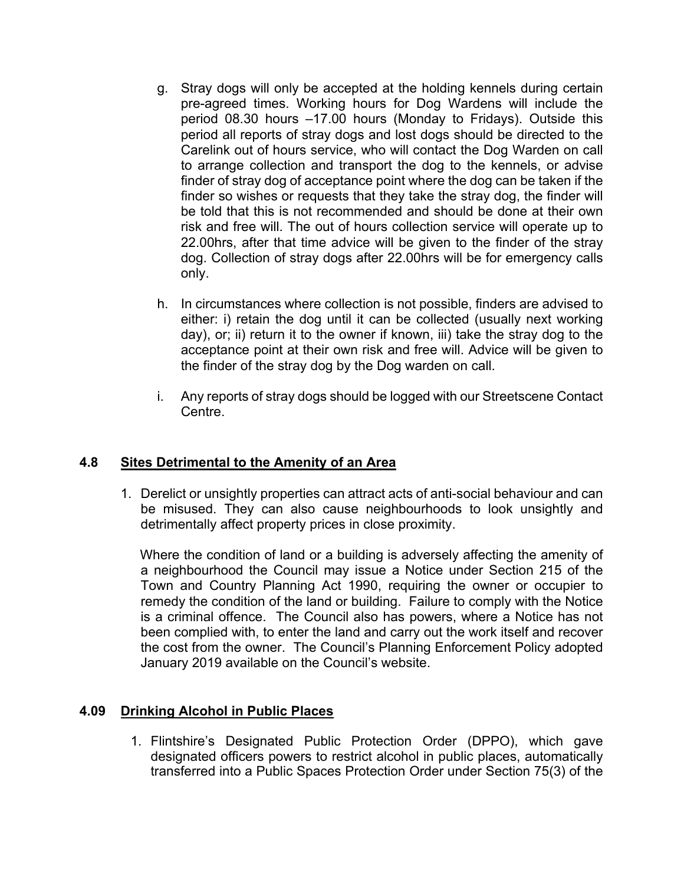g. Stray dogs will only be accepted at the holding kennels during certain pre-agreed times. Working hours for Dog Wardens will include the period 08.30 hours –17.00 hours (Monday to Fridays). Outside this period all reports of stray dogs and lost dogs should be directed to the Carelink out of hours service, who will contact the Dog Warden on call to arrange collection and transport the dog to the kennels, or advise finder of stray dog of acceptance point where the dog can be taken if the finder so wishes or requests that they take the stray dog, the finder will be told that this is not recommended and should be done at their own risk and free will. The out of hours collection service will operate up to 22.00hrs, after that time advice will be given to the finder of the stray dog. Collection of stray dogs after 22.00hrs will be for emergency calls only.

h. In circumstances where collection is not possible, finders are advised to either: i) retain the dog until it can be collected (usually next working day), or; ii) return it to the owner if known, iii) take the stray dog to the acceptance point at their own risk and free will. Advice will be given to the finder of the stray dog by the Dog warden on call.

i. Any reports of stray dogs should be logged with our Streetscene Contact Centre.

## 4.8 Sites Detrimental to the Amenity of an Area

1. Derelict or unsightly properties can attract acts of anti-social behaviour and can be misused. They can also cause neighbourhoods to look unsightly and detrimentally affect property prices in close proximity.

   Where the condition of land or a building is adversely affecting the amenity of a neighbourhood the Council may issue a Notice under Section 215 of the Town and Country Planning Act 1990, requiring the owner or occupier to remedy the condition of the land or building. Failure to comply with the Notice is a criminal offence. The Council also has powers, where a Notice has not been complied with, to enter the land and carry out the work itself and recover the cost from the owner. The Council's Planning Enforcement Policy adopted January 2019 available on the Council's website.

## 4.09 Drinking Alcohol in Public Places

1. Flintshire's Designated Public Protection Order (DPPO), which gave designated officers powers to restrict alcohol in public places, automatically transferred into a Public Spaces Protection Order under Section 75(3) of the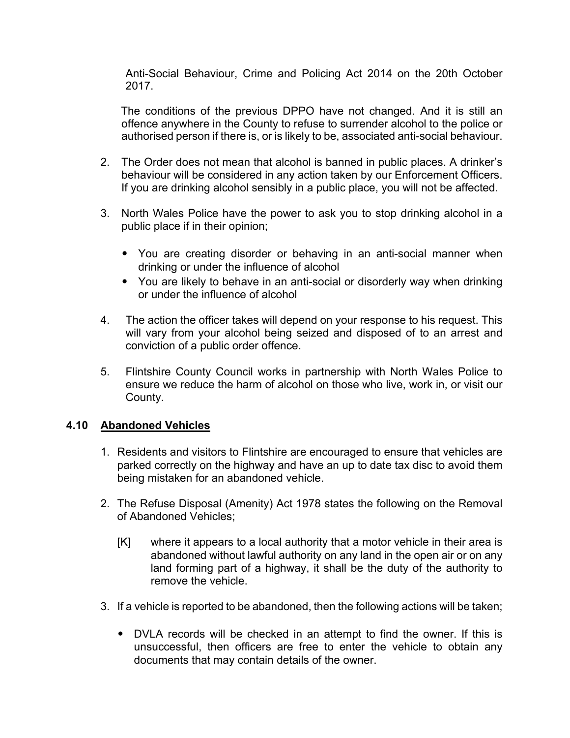Anti-Social Behaviour, Crime and Policing Act 2014 on the 20th October 2017.

The conditions of the previous DPPO have not changed. And it is still an offence anywhere in the County to refuse to surrender alcohol to the police or authorised person if there is, or is likely to be, associated anti-social behaviour.

2. The Order does not mean that alcohol is banned in public places. A drinker's behaviour will be considered in any action taken by our Enforcement Officers. If you are drinking alcohol sensibly in a public place, you will not be affected.

3. North Wales Police have the power to ask you to stop drinking alcohol in a public place if in their opinion;

   - You are creating disorder or behaving in an anti-social manner when drinking or under the influence of alcohol
   - You are likely to behave in an anti-social or disorderly way when drinking or under the influence of alcohol

4. The action the officer takes will depend on your response to his request. This will vary from your alcohol being seized and disposed of to an arrest and conviction of a public order offence.

5. Flintshire County Council works in partnership with North Wales Police to ensure we reduce the harm of alcohol on those who live, work in, or visit our County.

## 4.10 Abandoned Vehicles

1. Residents and visitors to Flintshire are encouraged to ensure that vehicles are parked correctly on the highway and have an up to date tax disc to avoid them being mistaken for an abandoned vehicle.

2. The Refuse Disposal (Amenity) Act 1978 states the following on the Removal of Abandoned Vehicles;

   [K] where it appears to a local authority that a motor vehicle in their area is abandoned without lawful authority on any land in the open air or on any land forming part of a highway, it shall be the duty of the authority to remove the vehicle.

3. If a vehicle is reported to be abandoned, then the following actions will be taken;

   - DVLA records will be checked in an attempt to find the owner. If this is unsuccessful, then officers are free to enter the vehicle to obtain any documents that may contain details of the owner.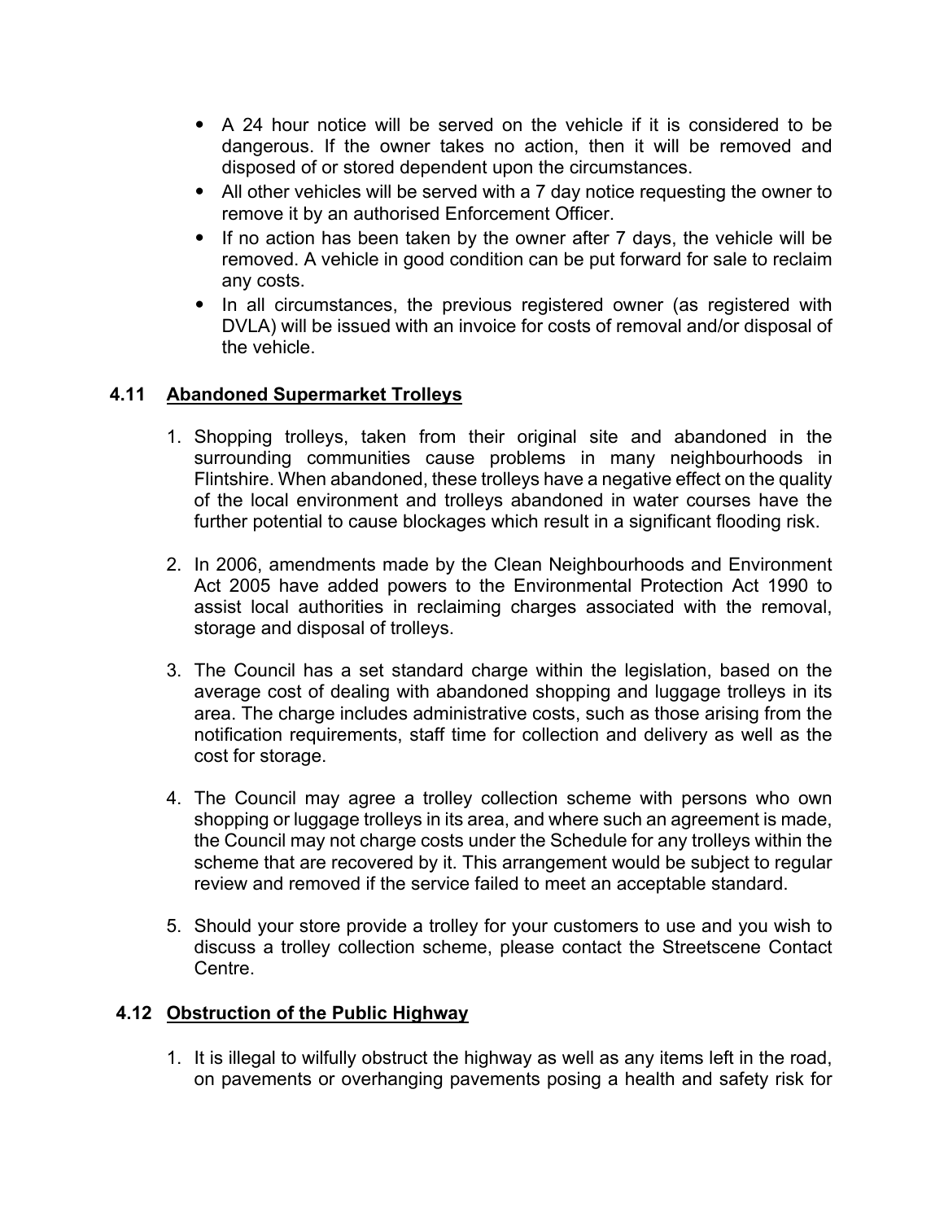- A 24 hour notice will be served on the vehicle if it is considered to be dangerous. If the owner takes no action, then it will be removed and disposed of or stored dependent upon the circumstances.
- All other vehicles will be served with a 7 day notice requesting the owner to remove it by an authorised Enforcement Officer.
- If no action has been taken by the owner after 7 days, the vehicle will be removed. A vehicle in good condition can be put forward for sale to reclaim any costs.
- In all circumstances, the previous registered owner (as registered with DVLA) will be issued with an invoice for costs of removal and/or disposal of the vehicle.

### 4.11 Abandoned Supermarket Trolleys

1. Shopping trolleys, taken from their original site and abandoned in the surrounding communities cause problems in many neighbourhoods in Flintshire. When abandoned, these trolleys have a negative effect on the quality of the local environment and trolleys abandoned in water courses have the further potential to cause blockages which result in a significant flooding risk.

2. In 2006, amendments made by the Clean Neighbourhoods and Environment Act 2005 have added powers to the Environmental Protection Act 1990 to assist local authorities in reclaiming charges associated with the removal, storage and disposal of trolleys.

3. The Council has a set standard charge within the legislation, based on the average cost of dealing with abandoned shopping and luggage trolleys in its area. The charge includes administrative costs, such as those arising from the notification requirements, staff time for collection and delivery as well as the cost for storage.

4. The Council may agree a trolley collection scheme with persons who own shopping or luggage trolleys in its area, and where such an agreement is made, the Council may not charge costs under the Schedule for any trolleys within the scheme that are recovered by it. This arrangement would be subject to regular review and removed if the service failed to meet an acceptable standard.

5. Should your store provide a trolley for your customers to use and you wish to discuss a trolley collection scheme, please contact the Streetscene Contact Centre.

### 4.12 Obstruction of the Public Highway

1. It is illegal to wilfully obstruct the highway as well as any items left in the road, on pavements or overhanging pavements posing a health and safety risk for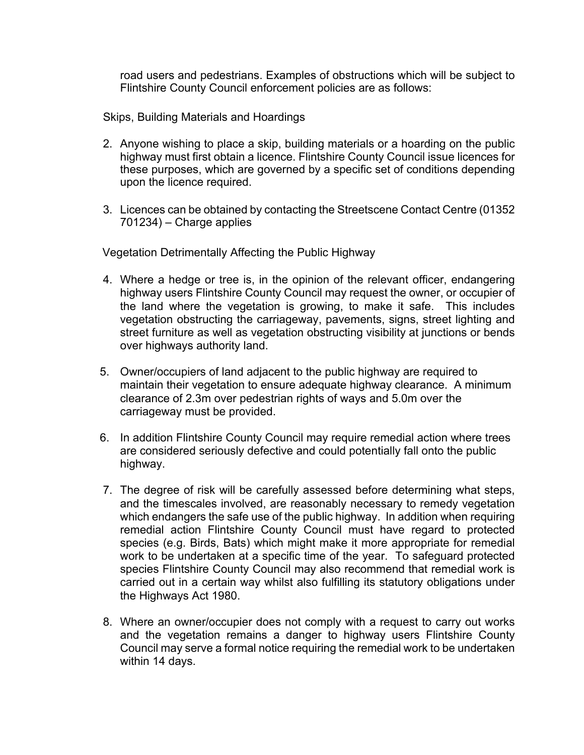road users and pedestrians. Examples of obstructions which will be subject to Flintshire County Council enforcement policies are as follows:

Skips, Building Materials and Hoardings

2. Anyone wishing to place a skip, building materials or a hoarding on the public highway must first obtain a licence. Flintshire County Council issue licences for these purposes, which are governed by a specific set of conditions depending upon the licence required.

3. Licences can be obtained by contacting the Streetscene Contact Centre (01352 701234) – Charge applies

Vegetation Detrimentally Affecting the Public Highway

4. Where a hedge or tree is, in the opinion of the relevant officer, endangering highway users Flintshire County Council may request the owner, or occupier of the land where the vegetation is growing, to make it safe. This includes vegetation obstructing the carriageway, pavements, signs, street lighting and street furniture as well as vegetation obstructing visibility at junctions or bends over highways authority land.

5. Owner/occupiers of land adjacent to the public highway are required to maintain their vegetation to ensure adequate highway clearance. A minimum clearance of 2.3m over pedestrian rights of ways and 5.0m over the carriageway must be provided.

6. In addition Flintshire County Council may require remedial action where trees are considered seriously defective and could potentially fall onto the public highway.

7. The degree of risk will be carefully assessed before determining what steps, and the timescales involved, are reasonably necessary to remedy vegetation which endangers the safe use of the public highway. In addition when requiring remedial action Flintshire County Council must have regard to protected species (e.g. Birds, Bats) which might make it more appropriate for remedial work to be undertaken at a specific time of the year. To safeguard protected species Flintshire County Council may also recommend that remedial work is carried out in a certain way whilst also fulfilling its statutory obligations under the Highways Act 1980.

8. Where an owner/occupier does not comply with a request to carry out works and the vegetation remains a danger to highway users Flintshire County Council may serve a formal notice requiring the remedial work to be undertaken within 14 days.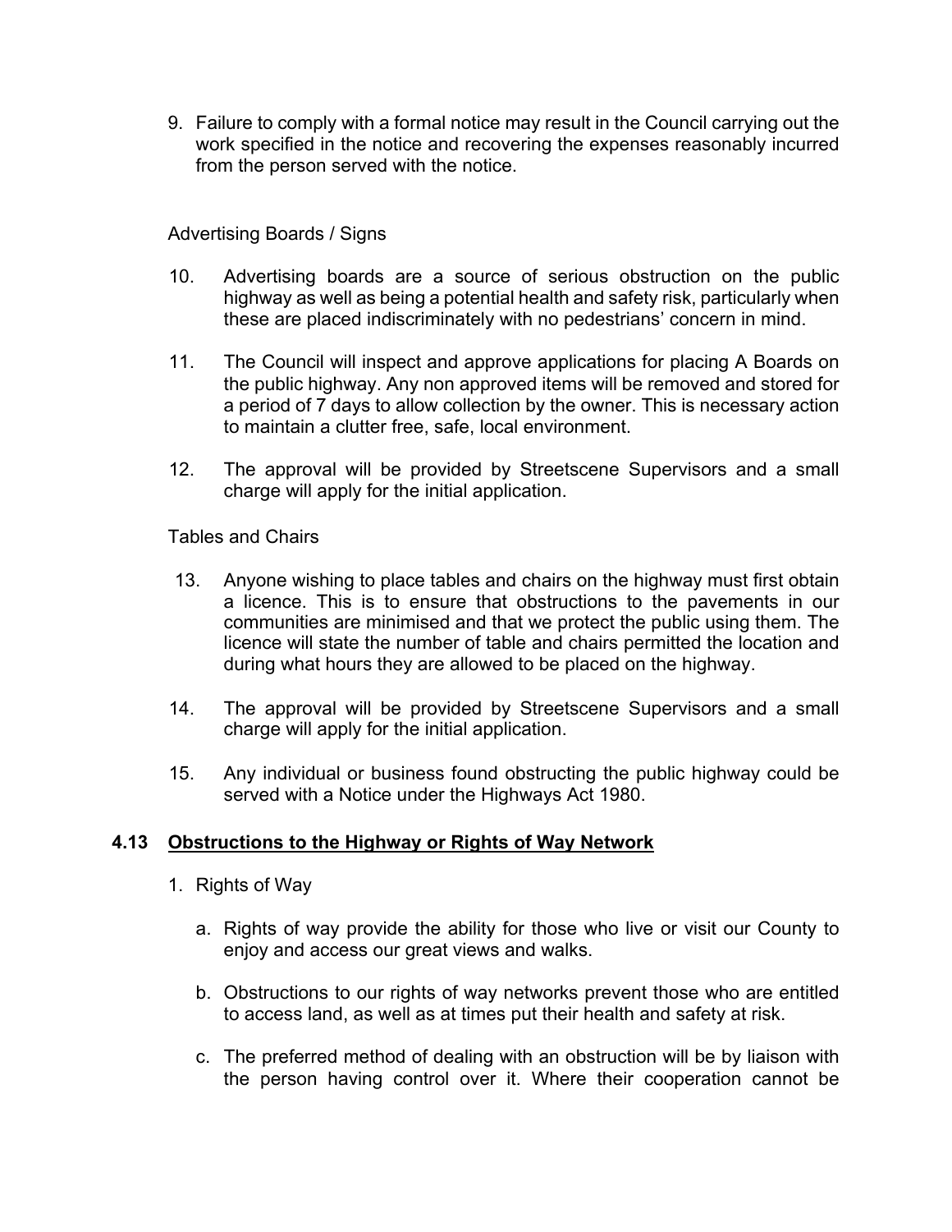9. Failure to comply with a formal notice may result in the Council carrying out the work specified in the notice and recovering the expenses reasonably incurred from the person served with the notice.

Advertising Boards / Signs

10. Advertising boards are a source of serious obstruction on the public highway as well as being a potential health and safety risk, particularly when these are placed indiscriminately with no pedestrians' concern in mind.

11. The Council will inspect and approve applications for placing A Boards on the public highway. Any non approved items will be removed and stored for a period of 7 days to allow collection by the owner. This is necessary action to maintain a clutter free, safe, local environment.

12. The approval will be provided by Streetscene Supervisors and a small charge will apply for the initial application.

Tables and Chairs

13. Anyone wishing to place tables and chairs on the highway must first obtain a licence. This is to ensure that obstructions to the pavements in our communities are minimised and that we protect the public using them. The licence will state the number of table and chairs permitted the location and during what hours they are allowed to be placed on the highway.

14. The approval will be provided by Streetscene Supervisors and a small charge will apply for the initial application.

15. Any individual or business found obstructing the public highway could be served with a Notice under the Highways Act 1980.

## 4.13 <u>Obstructions to the Highway or Rights of Way Network</u>

1. Rights of Way

   a. Rights of way provide the ability for those who live or visit our County to enjoy and access our great views and walks.

   b. Obstructions to our rights of way networks prevent those who are entitled to access land, as well as at times put their health and safety at risk.

   c. The preferred method of dealing with an obstruction will be by liaison with the person having control over it. Where their cooperation cannot be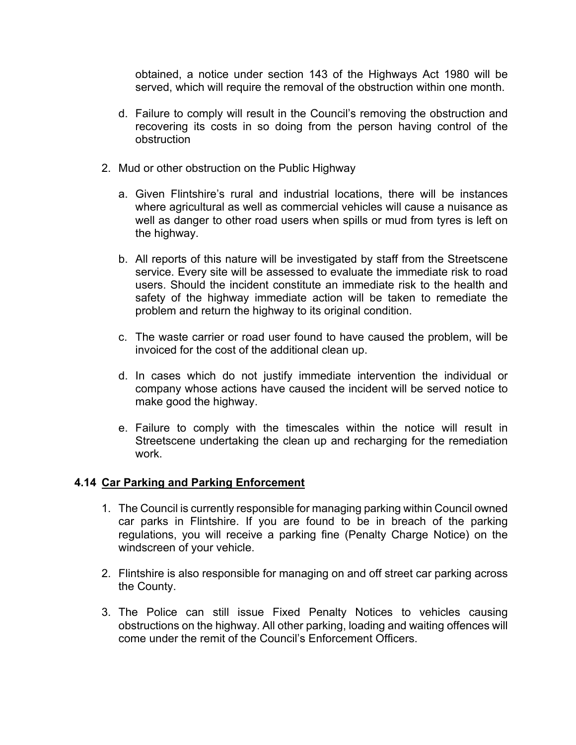obtained, a notice under section 143 of the Highways Act 1980 will be served, which will require the removal of the obstruction within one month.

d. Failure to comply will result in the Council's removing the obstruction and recovering its costs in so doing from the person having control of the obstruction

2. Mud or other obstruction on the Public Highway

   a. Given Flintshire's rural and industrial locations, there will be instances where agricultural as well as commercial vehicles will cause a nuisance as well as danger to other road users when spills or mud from tyres is left on the highway.

   b. All reports of this nature will be investigated by staff from the Streetscene service. Every site will be assessed to evaluate the immediate risk to road users. Should the incident constitute an immediate risk to the health and safety of the highway immediate action will be taken to remediate the problem and return the highway to its original condition.

   c. The waste carrier or road user found to have caused the problem, will be invoiced for the cost of the additional clean up.

   d. In cases which do not justify immediate intervention the individual or company whose actions have caused the incident will be served notice to make good the highway.

   e. Failure to comply with the timescales within the notice will result in Streetscene undertaking the clean up and recharging for the remediation work.

### 4.14 Car Parking and Parking Enforcement

1. The Council is currently responsible for managing parking within Council owned car parks in Flintshire. If you are found to be in breach of the parking regulations, you will receive a parking fine (Penalty Charge Notice) on the windscreen of your vehicle.

2. Flintshire is also responsible for managing on and off street car parking across the County.

3. The Police can still issue Fixed Penalty Notices to vehicles causing obstructions on the highway. All other parking, loading and waiting offences will come under the remit of the Council's Enforcement Officers.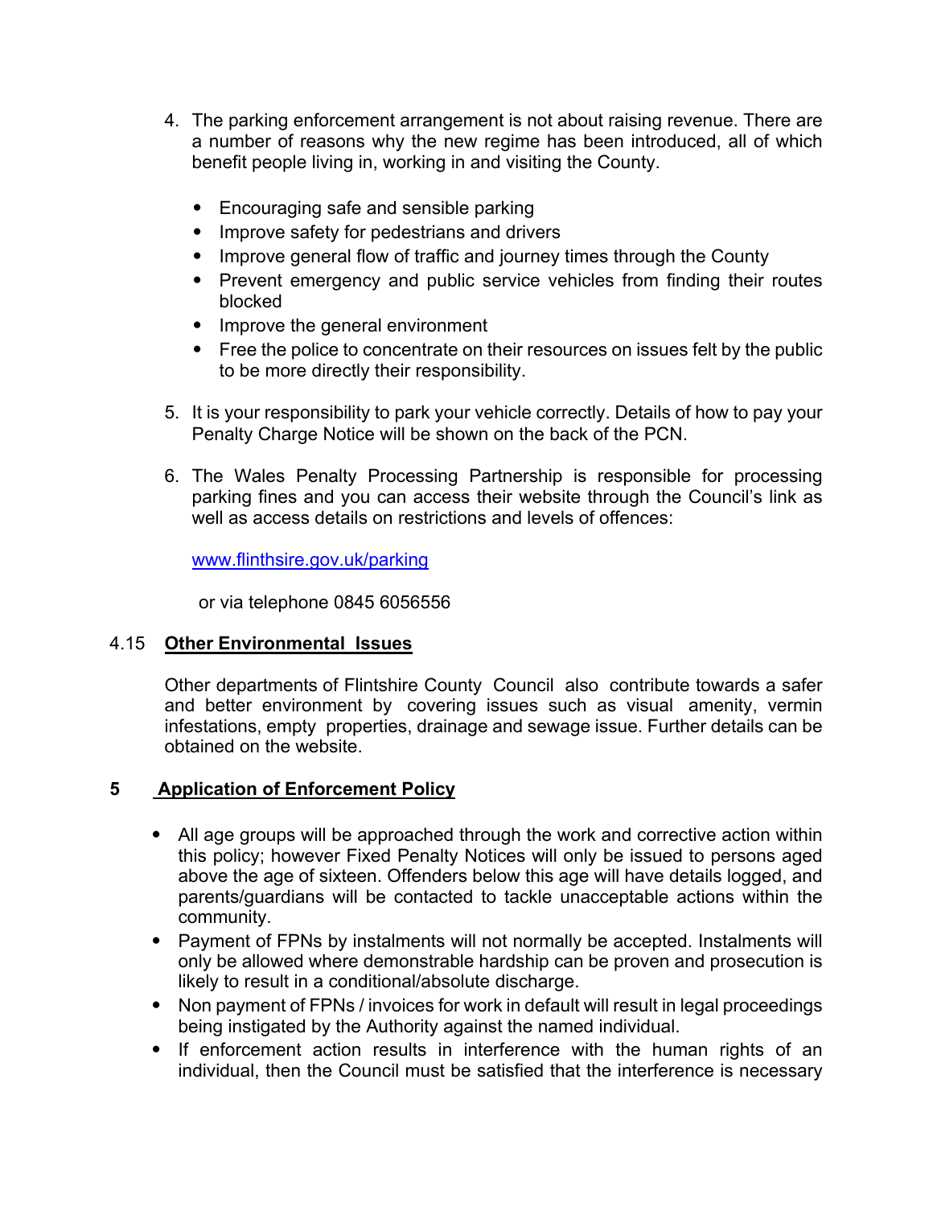4. The parking enforcement arrangement is not about raising revenue. There are a number of reasons why the new regime has been introduced, all of which benefit people living in, working in and visiting the County.

   - Encouraging safe and sensible parking
   - Improve safety for pedestrians and drivers
   - Improve general flow of traffic and journey times through the County
   - Prevent emergency and public service vehicles from finding their routes blocked
   - Improve the general environment
   - Free the police to concentrate on their resources on issues felt by the public to be more directly their responsibility.

5. It is your responsibility to park your vehicle correctly. Details of how to pay your Penalty Charge Notice will be shown on the back of the PCN.

6. The Wales Penalty Processing Partnership is responsible for processing parking fines and you can access their website through the Council's link as well as access details on restrictions and levels of offences:

   www.flinthsire.gov.uk/parking

   or via telephone 0845 6056556

### 4.15 Other Environmental Issues

Other departments of Flintshire County Council also contribute towards a safer and better environment by covering issues such as visual amenity, vermin infestations, empty properties, drainage and sewage issue. Further details can be obtained on the website.

## 5 Application of Enforcement Policy

- All age groups will be approached through the work and corrective action within this policy; however Fixed Penalty Notices will only be issued to persons aged above the age of sixteen. Offenders below this age will have details logged, and parents/guardians will be contacted to tackle unacceptable actions within the community.
- Payment of FPNs by instalments will not normally be accepted. Instalments will only be allowed where demonstrable hardship can be proven and prosecution is likely to result in a conditional/absolute discharge.
- Non payment of FPNs / invoices for work in default will result in legal proceedings being instigated by the Authority against the named individual.
- If enforcement action results in interference with the human rights of an individual, then the Council must be satisfied that the interference is necessary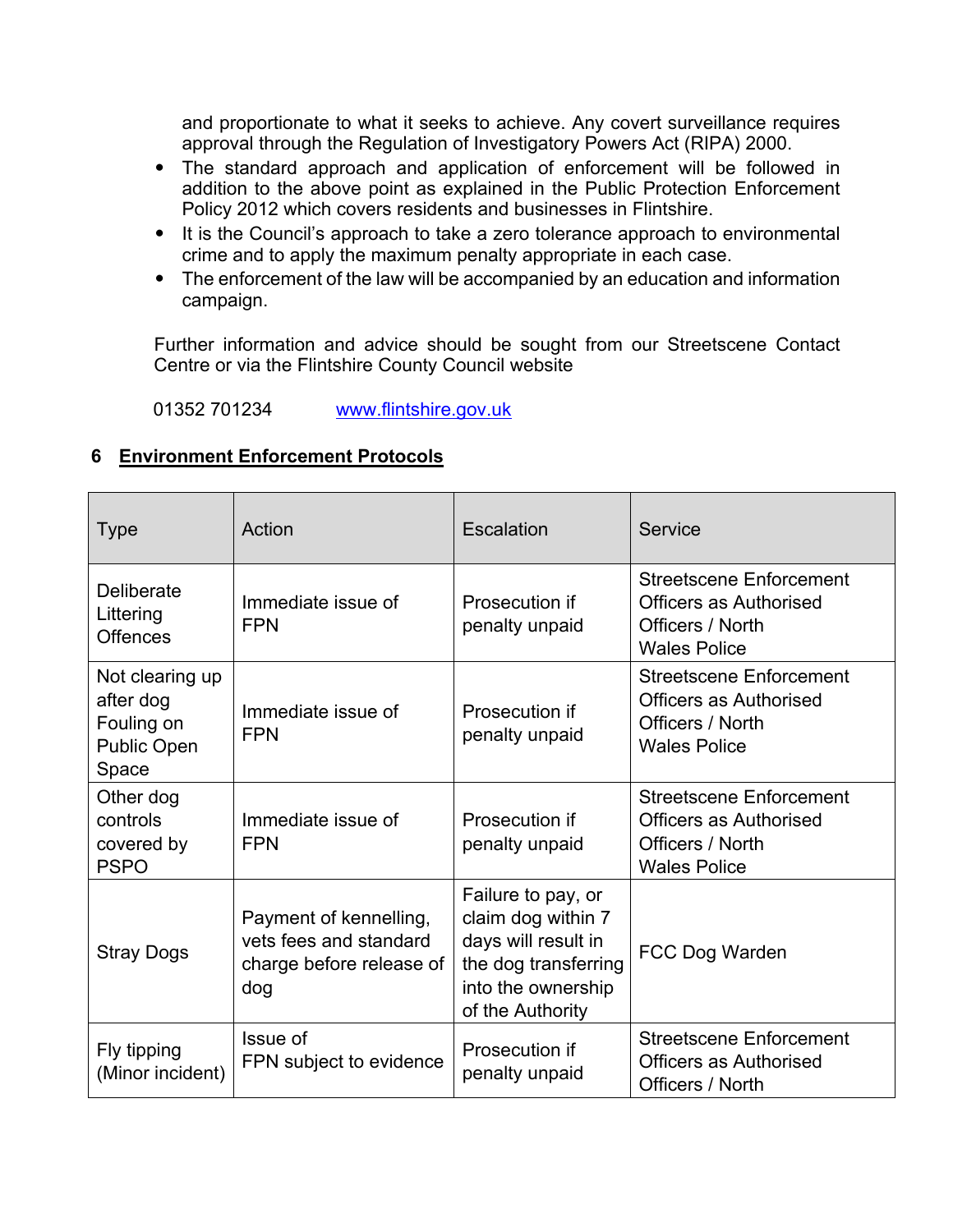and proportionate to what it seeks to achieve. Any covert surveillance requires approval through the Regulation of Investigatory Powers Act (RIPA) 2000.

- The standard approach and application of enforcement will be followed in addition to the above point as explained in the Public Protection Enforcement Policy 2012 which covers residents and businesses in Flintshire.
- It is the Council's approach to take a zero tolerance approach to environmental crime and to apply the maximum penalty appropriate in each case.
- The enforcement of the law will be accompanied by an education and information campaign.

Further information and advice should be sought from our Streetscene Contact Centre or via the Flintshire County Council website

01352 701234 www.flintshire.gov.uk

## 6 Environment Enforcement Protocols

| Type | Action | Escalation | Service |
| --- | --- | --- | --- |
| Deliberate Littering Offences | Immediate issue of FPN | Prosecution if penalty unpaid | Streetscene Enforcement Officers as Authorised Officers / North Wales Police |
| Not clearing up after dog Fouling on Public Open Space | Immediate issue of FPN | Prosecution if penalty unpaid | Streetscene Enforcement Officers as Authorised Officers / North Wales Police |
| Other dog controls covered by PSPO | Immediate issue of FPN | Prosecution if penalty unpaid | Streetscene Enforcement Officers as Authorised Officers / North Wales Police |
| Stray Dogs | Payment of kennelling, vets fees and standard charge before release of dog | Failure to pay, or claim dog within 7 days will result in the dog transferring into the ownership of the Authority | FCC Dog Warden |
| Fly tipping (Minor incident) | Issue of FPN subject to evidence | Prosecution if penalty unpaid | Streetscene Enforcement Officers as Authorised Officers / North |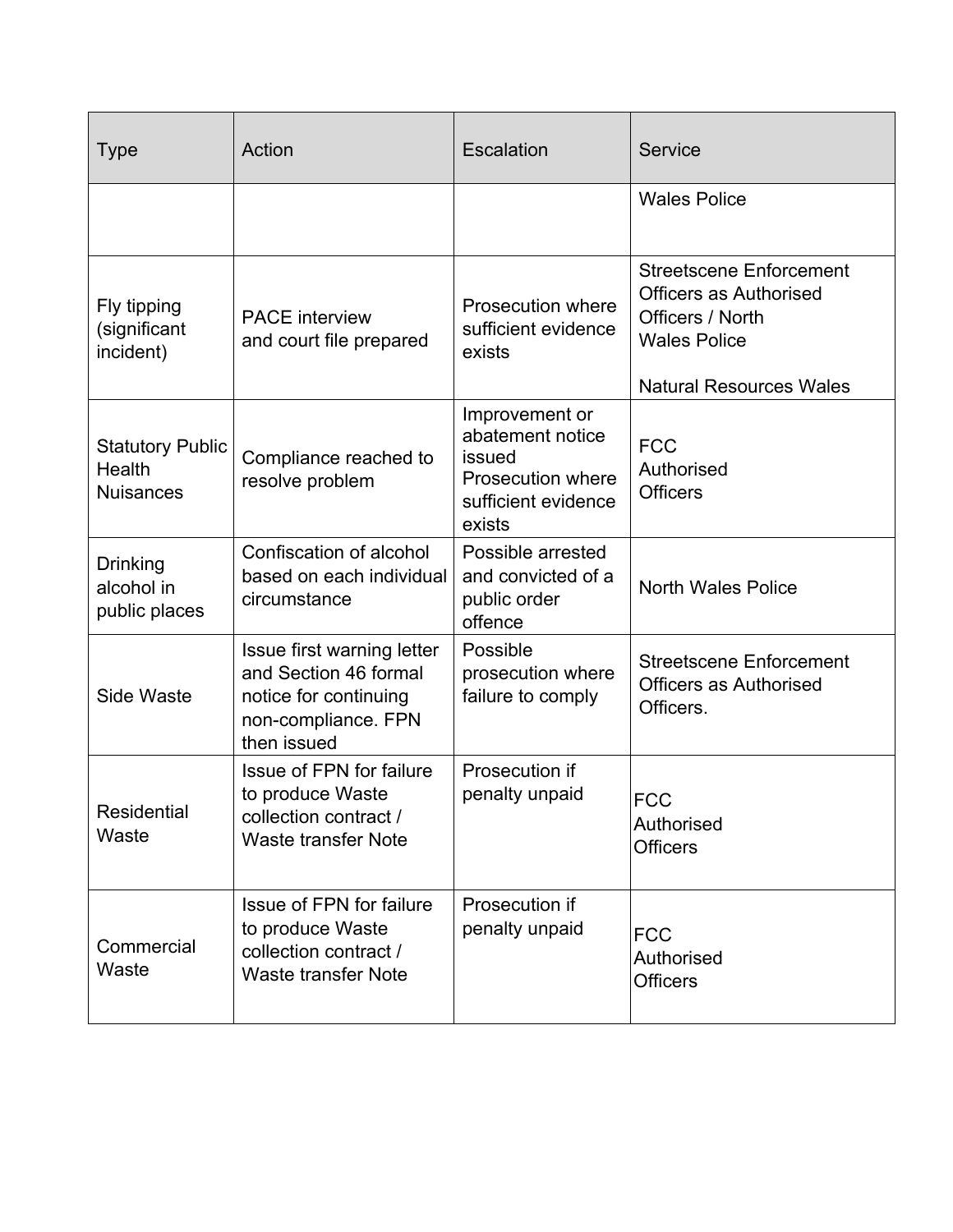| Type | Action | Escalation | Service |
| --- | --- | --- | --- |
| | | | Wales Police |
| Fly tipping (significant incident) | PACE interview and court file prepared | Prosecution where sufficient evidence exists | Streetscene Enforcement Officers as Authorised Officers / North Wales Police<br><br>Natural Resources Wales |
| Statutory Public Health Nuisances | Compliance reached to resolve problem | Improvement or abatement notice issued Prosecution where sufficient evidence exists | FCC Authorised Officers |
| Drinking alcohol in public places | Confiscation of alcohol based on each individual circumstance | Possible arrested and convicted of a public order offence | North Wales Police |
| Side Waste | Issue first warning letter and Section 46 formal notice for continuing non-compliance. FPN then issued | Possible prosecution where failure to comply | Streetscene Enforcement Officers as Authorised Officers. |
| Residential Waste | Issue of FPN for failure to produce Waste collection contract / Waste transfer Note | Prosecution if penalty unpaid | FCC Authorised Officers |
| Commercial Waste | Issue of FPN for failure to produce Waste collection contract / Waste transfer Note | Prosecution if penalty unpaid | FCC Authorised Officers |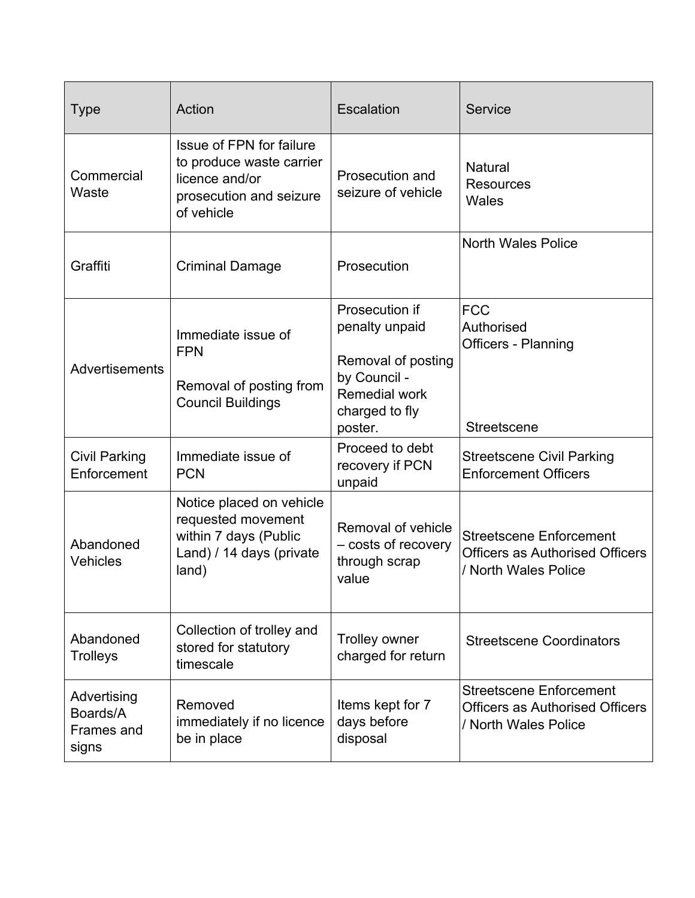| Type | Action | Escalation | Service |
| --- | --- | --- | --- |
| Commercial Waste | Issue of FPN for failure to produce waste carrier licence and/or prosecution and seizure of vehicle | Prosecution and seizure of vehicle | Natural Resources Wales |
| Graffiti | Criminal Damage | Prosecution | North Wales Police |
| Advertisements | Immediate issue of FPN<br><br>Removal of posting from Council Buildings | Prosecution if penalty unpaid<br><br>Removal of posting by Council - Remedial work charged to fly poster. | FCC Authorised Officers - Planning<br><br>Streetscene |
| Civil Parking Enforcement | Immediate issue of PCN | Proceed to debt recovery if PCN unpaid | Streetscene Civil Parking Enforcement Officers |
| Abandoned Vehicles | Notice placed on vehicle requested movement within 7 days (Public Land) / 14 days (private land) | Removal of vehicle – costs of recovery through scrap value | Streetscene Enforcement Officers as Authorised Officers / North Wales Police |
| Abandoned Trolleys | Collection of trolley and stored for statutory timescale | Trolley owner charged for return | Streetscene Coordinators |
| Advertising Boards/A Frames and signs | Removed immediately if no licence be in place | Items kept for 7 days before disposal | Streetscene Enforcement Officers as Authorised Officers / North Wales Police |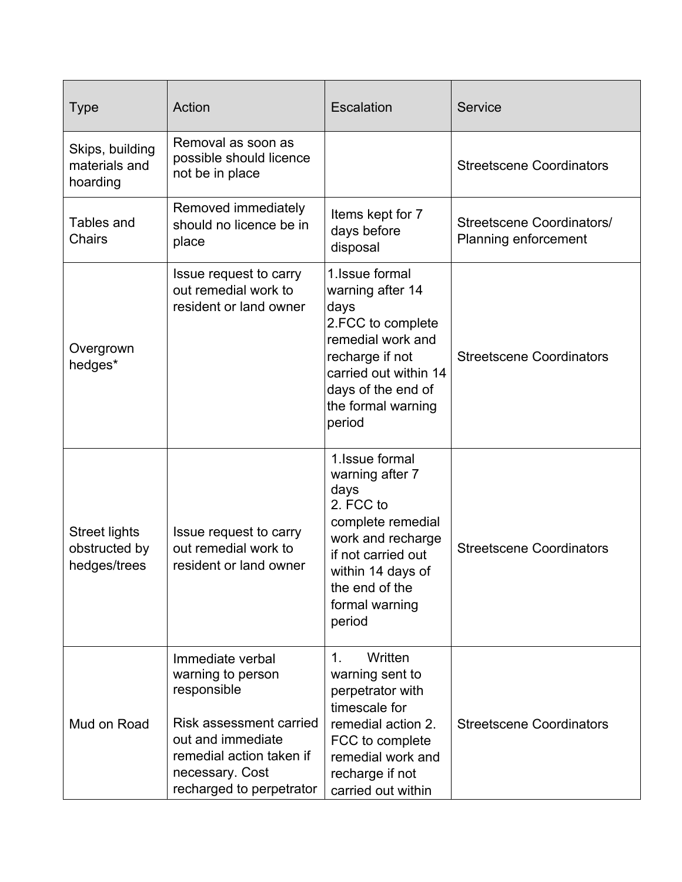| Type | Action | Escalation | Service |
|---|---|---|---|
| Skips, building materials and hoarding | Removal as soon as possible should licence not be in place | | Streetscene Coordinators |
| Tables and Chairs | Removed immediately should no licence be in place | Items kept for 7 days before disposal | Streetscene Coordinators/ Planning enforcement |
| Overgrown hedges* | Issue request to carry out remedial work to resident or land owner | 1.Issue formal warning after 14 days<br>2.FCC to complete remedial work and recharge if not carried out within 14 days of the end of the formal warning period | Streetscene Coordinators |
| Street lights obstructed by hedges/trees | Issue request to carry out remedial work to resident or land owner | 1.Issue formal warning after 7 days<br>2. FCC to complete remedial work and recharge if not carried out within 14 days of the end of the formal warning period | Streetscene Coordinators |
| Mud on Road | Immediate verbal warning to person responsible<br><br>Risk assessment carried out and immediate remedial action taken if necessary. Cost recharged to perpetrator | 1. Written warning sent to perpetrator with timescale for remedial action 2. FCC to complete remedial work and recharge if not carried out within | Streetscene Coordinators |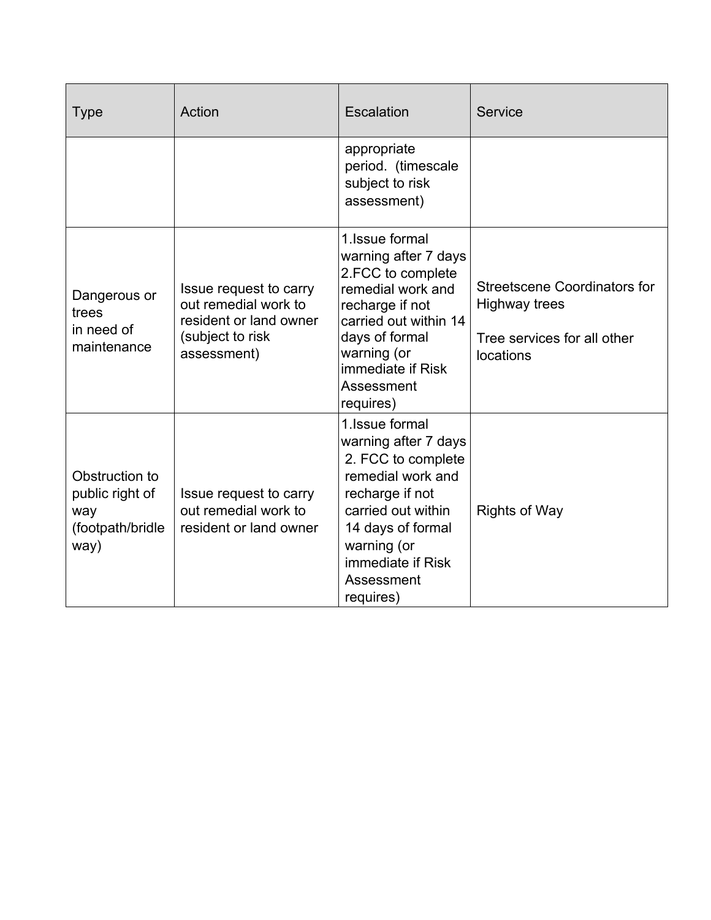| Type | Action | Escalation | Service |
|---|---|---|---|
| | | appropriate period. (timescale subject to risk assessment) | |
| Dangerous or trees in need of maintenance | Issue request to carry out remedial work to resident or land owner (subject to risk assessment) | 1.Issue formal warning after 7 days 2.FCC to complete remedial work and recharge if not carried out within 14 days of formal warning (or immediate if Risk Assessment requires) | Streetscene Coordinators for Highway trees<br><br>Tree services for all other locations |
| Obstruction to public right of way (footpath/bridle way) | Issue request to carry out remedial work to resident or land owner | 1.Issue formal warning after 7 days 2. FCC to complete remedial work and recharge if not carried out within 14 days of formal warning (or immediate if Risk Assessment requires) | Rights of Way |